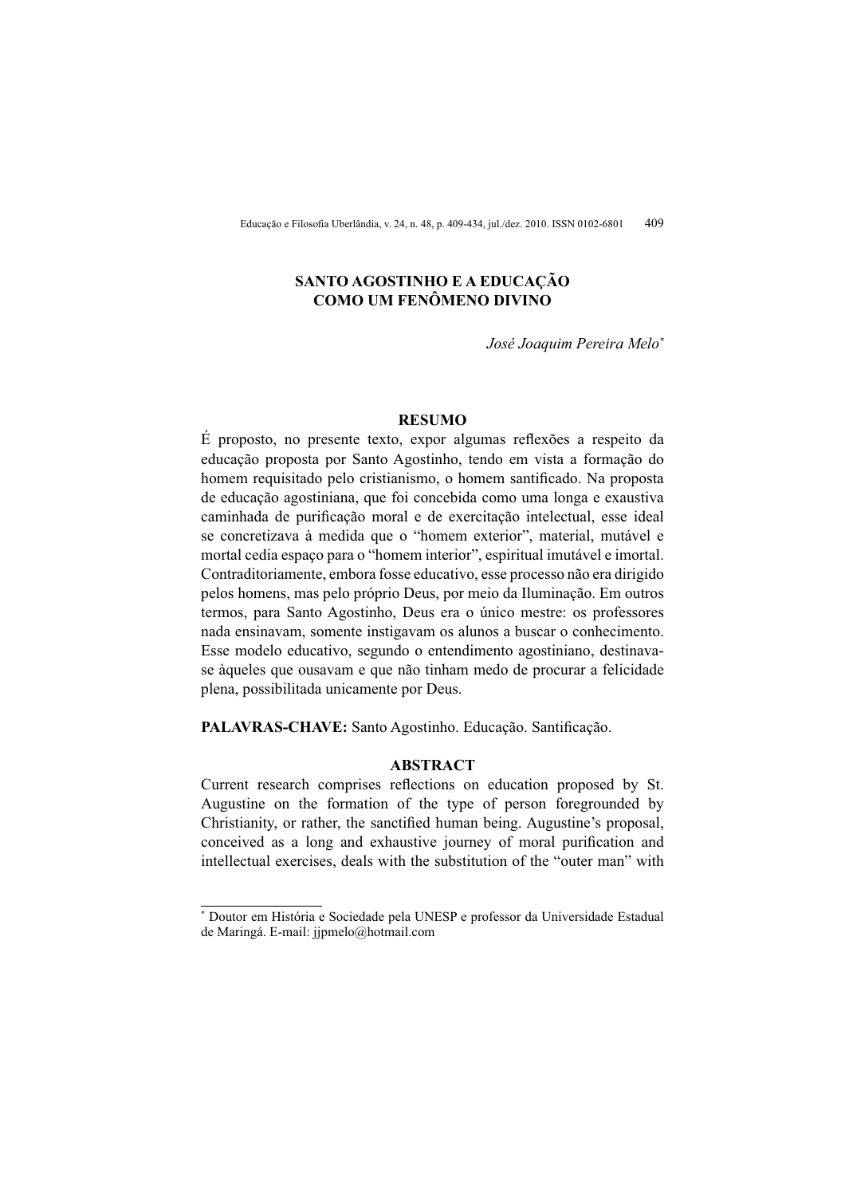# SANTO AGOSTINHO E A EDUCAÇÃO COMO UM FENÔMENO DIVINO

*José Joaquim Pereira Melo*[*]

## RESUMO

É proposto, no presente texto, expor algumas reflexões a respeito da educação proposta por Santo Agostinho, tendo em vista a formação do homem requisitado pelo cristianismo, o homem santificado. Na proposta de educação agostiniana, que foi concebida como uma longa e exaustiva caminhada de purificação moral e de exercitação intelectual, esse ideal se concretizava à medida que o "homem exterior", material, mutável e mortal cedia espaço para o "homem interior", espiritual imutável e imortal. Contraditoriamente, embora fosse educativo, esse processo não era dirigido pelos homens, mas pelo próprio Deus, por meio da Iluminação. Em outros termos, para Santo Agostinho, Deus era o único mestre: os professores nada ensinavam, somente instigavam os alunos a buscar o conhecimento. Esse modelo educativo, segundo o entendimento agostiniano, destinava-se àqueles que ousavam e que não tinham medo de procurar a felicidade plena, possibilitada unicamente por Deus.

**PALAVRAS-CHAVE:** Santo Agostinho. Educação. Santificação.

## ABSTRACT

Current research comprises reflections on education proposed by St. Augustine on the formation of the type of person foregrounded by Christianity, or rather, the sanctified human being. Augustine's proposal, conceived as a long and exhaustive journey of moral purification and intellectual exercises, deals with the substitution of the "outer man" with

---

[*] Doutor em História e Sociedade pela UNESP e professor da Universidade Estadual de Maringá. E-mail: jjpmelo@hotmail.com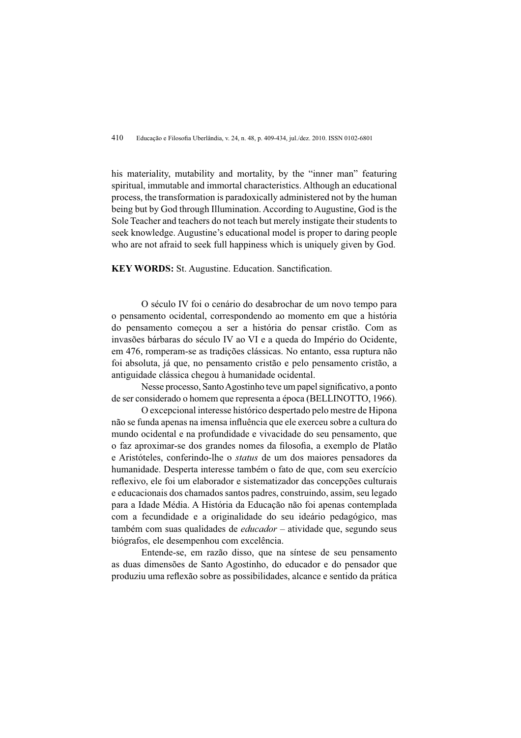his materiality, mutability and mortality, by the “inner man” featuring spiritual, immutable and immortal characteristics. Although an educational process, the transformation is paradoxically administered not by the human being but by God through Illumination. According to Augustine, God is the Sole Teacher and teachers do not teach but merely instigate their students to seek knowledge. Augustine’s educational model is proper to daring people who are not afraid to seek full happiness which is uniquely given by God.

**KEY WORDS:** St. Augustine. Education. Sanctification.

O século IV foi o cenário do desabrochar de um novo tempo para o pensamento ocidental, correspondendo ao momento em que a história do pensamento começou a ser a história do pensar cristão. Com as invasões bárbaras do século IV ao VI e a queda do Império do Ocidente, em 476, romperam-se as tradições clássicas. No entanto, essa ruptura não foi absoluta, já que, no pensamento cristão e pelo pensamento cristão, a antiguidade clássica chegou à humanidade ocidental.

Nesse processo, Santo Agostinho teve um papel significativo, a ponto de ser considerado o homem que representa a época (BELLINOTTO, 1966).

O excepcional interesse histórico despertado pelo mestre de Hipona não se funda apenas na imensa influência que ele exerceu sobre a cultura do mundo ocidental e na profundidade e vivacidade do seu pensamento, que o faz aproximar-se dos grandes nomes da filosofia, a exemplo de Platão e Aristóteles, conferindo-lhe o *status* de um dos maiores pensadores da humanidade. Desperta interesse também o fato de que, com seu exercício reflexivo, ele foi um elaborador e sistematizador das concepções culturais e educacionais dos chamados santos padres, construindo, assim, seu legado para a Idade Média. A História da Educação não foi apenas contemplada com a fecundidade e a originalidade do seu ideário pedagógico, mas também com suas qualidades de *educador* – atividade que, segundo seus biógrafos, ele desempenhou com excelência.

Entende-se, em razão disso, que na síntese de seu pensamento as duas dimensões de Santo Agostinho, do educador e do pensador que produziu uma reflexão sobre as possibilidades, alcance e sentido da prática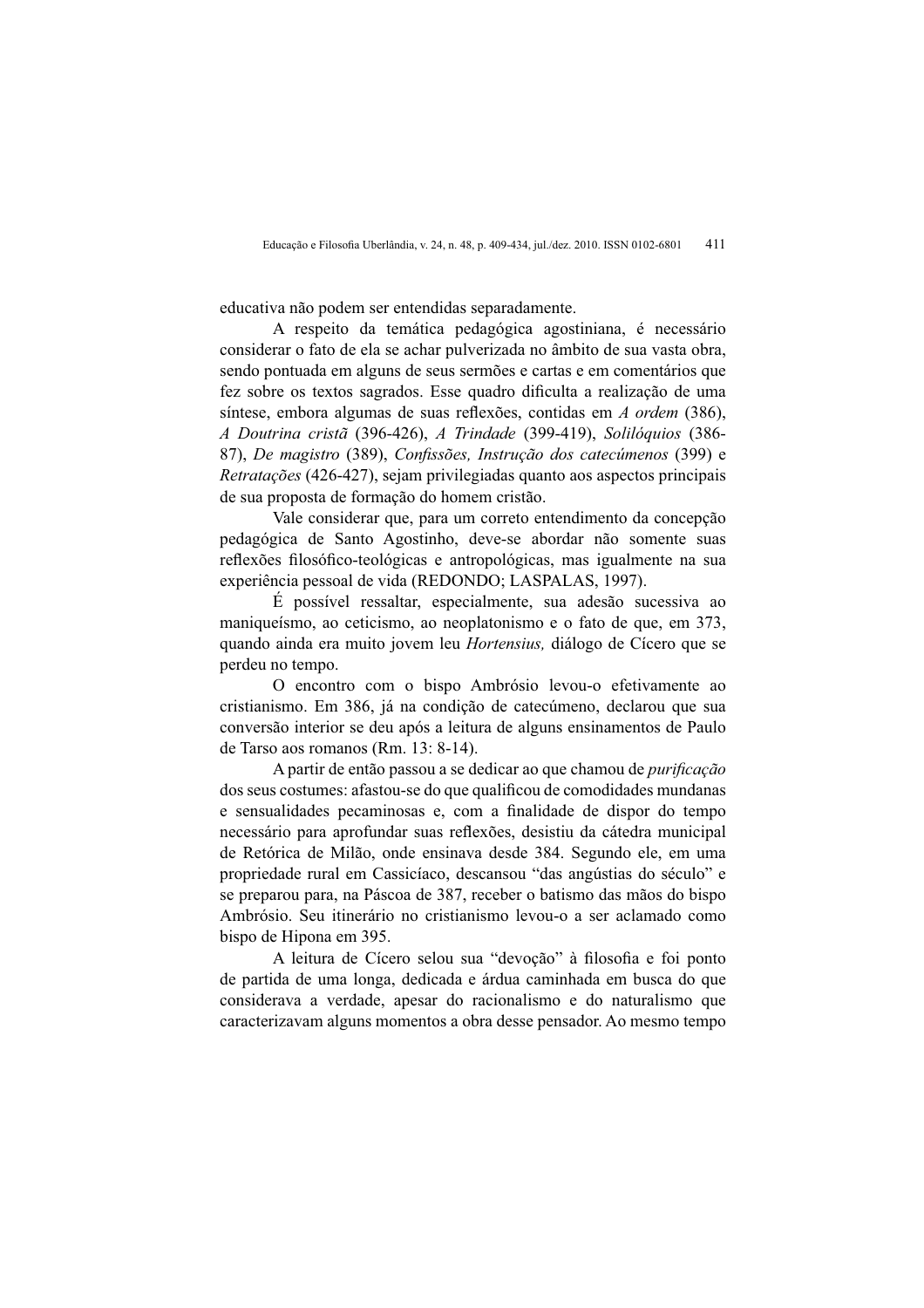educativa não podem ser entendidas separadamente.

A respeito da temática pedagógica agostiniana, é necessário considerar o fato de ela se achar pulverizada no âmbito de sua vasta obra, sendo pontuada em alguns de seus sermões e cartas e em comentários que fez sobre os textos sagrados. Esse quadro dificulta a realização de uma síntese, embora algumas de suas reflexões, contidas em *A ordem* (386), *A Doutrina cristã* (396-426), *A Trindade* (399-419), *Solilóquios* (386-87), *De magistro* (389), *Confissões, Instrução dos catecúmenos* (399) e *Retratações* (426-427), sejam privilegiadas quanto aos aspectos principais de sua proposta de formação do homem cristão.

Vale considerar que, para um correto entendimento da concepção pedagógica de Santo Agostinho, deve-se abordar não somente suas reflexões filosófico-teológicas e antropológicas, mas igualmente na sua experiência pessoal de vida (REDONDO; LASPALAS, 1997).

É possível ressaltar, especialmente, sua adesão sucessiva ao maniqueísmo, ao ceticismo, ao neoplatonismo e o fato de que, em 373, quando ainda era muito jovem leu *Hortensius,* diálogo de Cícero que se perdeu no tempo.

O encontro com o bispo Ambrósio levou-o efetivamente ao cristianismo. Em 386, já na condição de catecúmeno, declarou que sua conversão interior se deu após a leitura de alguns ensinamentos de Paulo de Tarso aos romanos (Rm. 13: 8-14).

A partir de então passou a se dedicar ao que chamou de *purificação* dos seus costumes: afastou-se do que qualificou de comodidades mundanas e sensualidades pecaminosas e, com a finalidade de dispor do tempo necessário para aprofundar suas reflexões, desistiu da cátedra municipal de Retórica de Milão, onde ensinava desde 384. Segundo ele, em uma propriedade rural em Cassicíaco, descansou "das angústias do século" e se preparou para, na Páscoa de 387, receber o batismo das mãos do bispo Ambrósio. Seu itinerário no cristianismo levou-o a ser aclamado como bispo de Hipona em 395.

A leitura de Cícero selou sua "devoção" à filosofia e foi ponto de partida de uma longa, dedicada e árdua caminhada em busca do que considerava a verdade, apesar do racionalismo e do naturalismo que caracterizavam alguns momentos a obra desse pensador. Ao mesmo tempo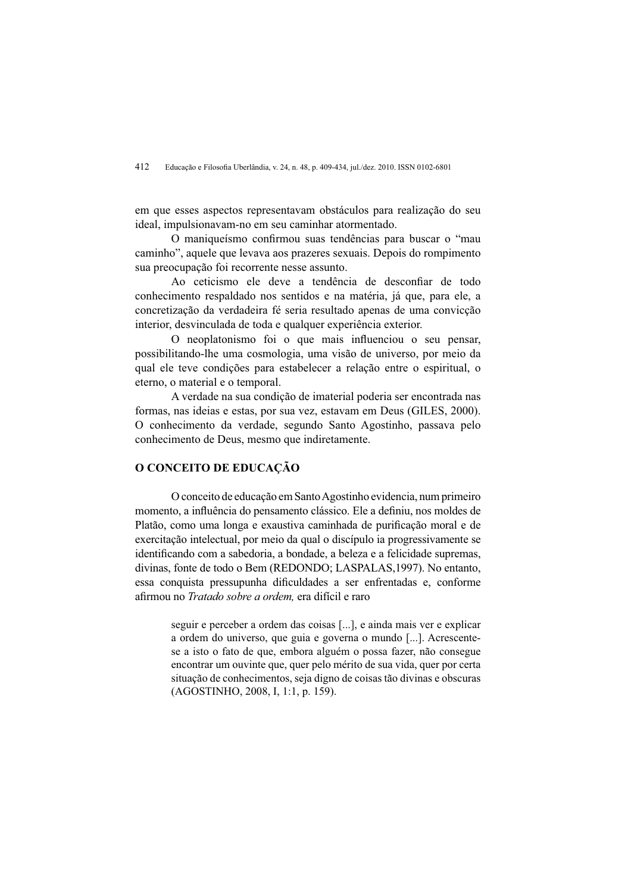em que esses aspectos representavam obstáculos para realização do seu ideal, impulsionavam-no em seu caminhar atormentado.

O maniqueísmo confirmou suas tendências para buscar o "mau caminho", aquele que levava aos prazeres sexuais. Depois do rompimento sua preocupação foi recorrente nesse assunto.

Ao ceticismo ele deve a tendência de desconfiar de todo conhecimento respaldado nos sentidos e na matéria, já que, para ele, a concretização da verdadeira fé seria resultado apenas de uma convicção interior, desvinculada de toda e qualquer experiência exterior.

O neoplatonismo foi o que mais influenciou o seu pensar, possibilitando-lhe uma cosmologia, uma visão de universo, por meio da qual ele teve condições para estabelecer a relação entre o espiritual, o eterno, o material e o temporal.

A verdade na sua condição de imaterial poderia ser encontrada nas formas, nas ideias e estas, por sua vez, estavam em Deus (GILES, 2000). O conhecimento da verdade, segundo Santo Agostinho, passava pelo conhecimento de Deus, mesmo que indiretamente.

## O CONCEITO DE EDUCAÇÃO

O conceito de educação em Santo Agostinho evidencia, num primeiro momento, a influência do pensamento clássico. Ele a definiu, nos moldes de Platão, como uma longa e exaustiva caminhada de purificação moral e de exercitação intelectual, por meio da qual o discípulo ia progressivamente se identificando com a sabedoria, a bondade, a beleza e a felicidade supremas, divinas, fonte de todo o Bem (REDONDO; LASPALAS,1997). No entanto, essa conquista pressupunha dificuldades a ser enfrentadas e, conforme afirmou no *Tratado sobre a ordem,* era difícil e raro

> seguir e perceber a ordem das coisas [...], e ainda mais ver e explicar a ordem do universo, que guia e governa o mundo [...]. Acrescente-se a isto o fato de que, embora alguém o possa fazer, não consegue encontrar um ouvinte que, quer pelo mérito de sua vida, quer por certa situação de conhecimentos, seja digno de coisas tão divinas e obscuras (AGOSTINHO, 2008, I, 1:1, p. 159).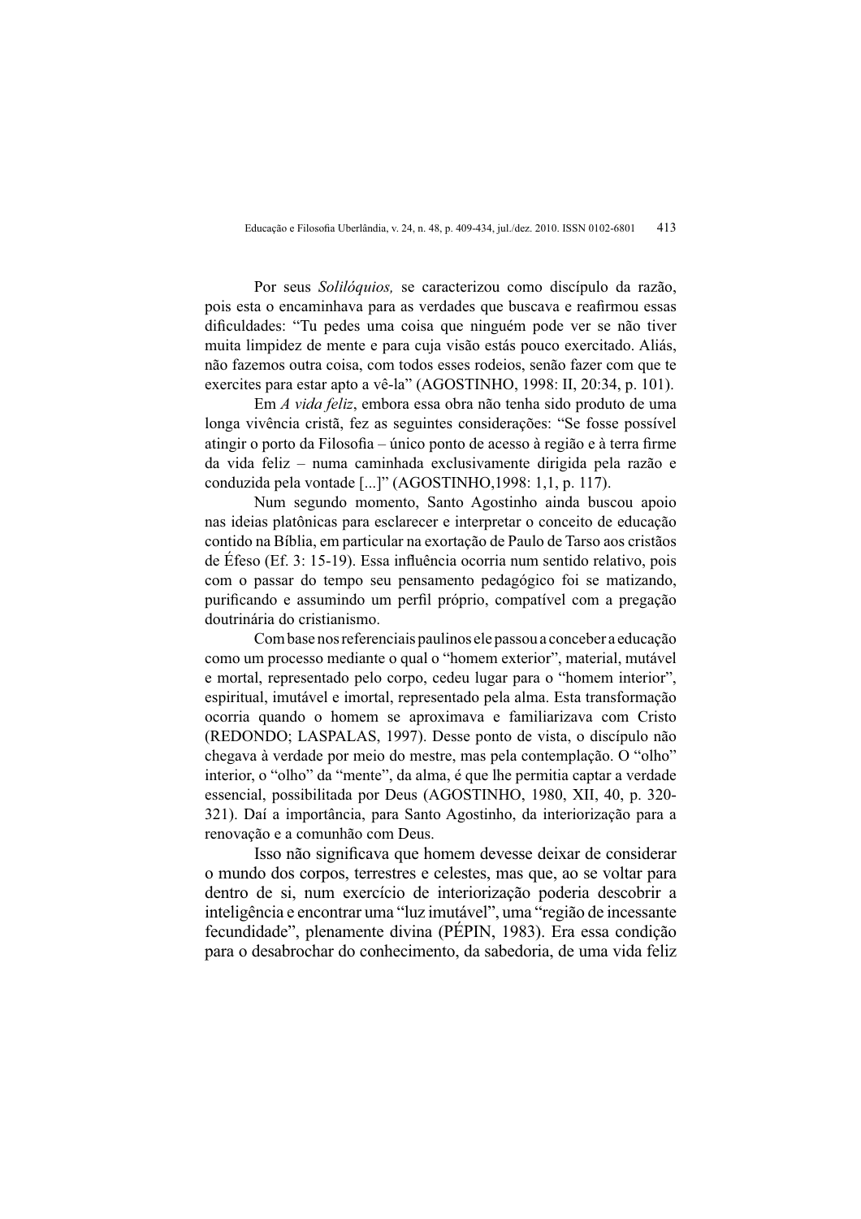Por seus *Solilóquios,* se caracterizou como discípulo da razão, pois esta o encaminhava para as verdades que buscava e reafirmou essas dificuldades: "Tu pedes uma coisa que ninguém pode ver se não tiver muita limpidez de mente e para cuja visão estás pouco exercitado. Aliás, não fazemos outra coisa, com todos esses rodeios, senão fazer com que te exercites para estar apto a vê-la" (AGOSTINHO, 1998: II, 20:34, p. 101).

Em *A vida feliz*, embora essa obra não tenha sido produto de uma longa vivência cristã, fez as seguintes considerações: "Se fosse possível atingir o porto da Filosofia – único ponto de acesso à região e à terra firme da vida feliz – numa caminhada exclusivamente dirigida pela razão e conduzida pela vontade [...]" (AGOSTINHO,1998: 1,1, p. 117).

Num segundo momento, Santo Agostinho ainda buscou apoio nas ideias platônicas para esclarecer e interpretar o conceito de educação contido na Bíblia, em particular na exortação de Paulo de Tarso aos cristãos de Éfeso (Ef. 3: 15-19). Essa influência ocorria num sentido relativo, pois com o passar do tempo seu pensamento pedagógico foi se matizando, purificando e assumindo um perfil próprio, compatível com a pregação doutrinária do cristianismo.

Com base nos referenciais paulinos ele passou a conceber a educação como um processo mediante o qual o "homem exterior", material, mutável e mortal, representado pelo corpo, cedeu lugar para o "homem interior", espiritual, imutável e imortal, representado pela alma. Esta transformação ocorria quando o homem se aproximava e familiarizava com Cristo (REDONDO; LASPALAS, 1997). Desse ponto de vista, o discípulo não chegava à verdade por meio do mestre, mas pela contemplação. O "olho" interior, o "olho" da "mente", da alma, é que lhe permitia captar a verdade essencial, possibilitada por Deus (AGOSTINHO, 1980, XII, 40, p. 320-321). Daí a importância, para Santo Agostinho, da interiorização para a renovação e a comunhão com Deus.

Isso não significava que homem devesse deixar de considerar o mundo dos corpos, terrestres e celestes, mas que, ao se voltar para dentro de si, num exercício de interiorização poderia descobrir a inteligência e encontrar uma "luz imutável", uma "região de incessante fecundidade", plenamente divina (PÉPIN, 1983). Era essa condição para o desabrochar do conhecimento, da sabedoria, de uma vida feliz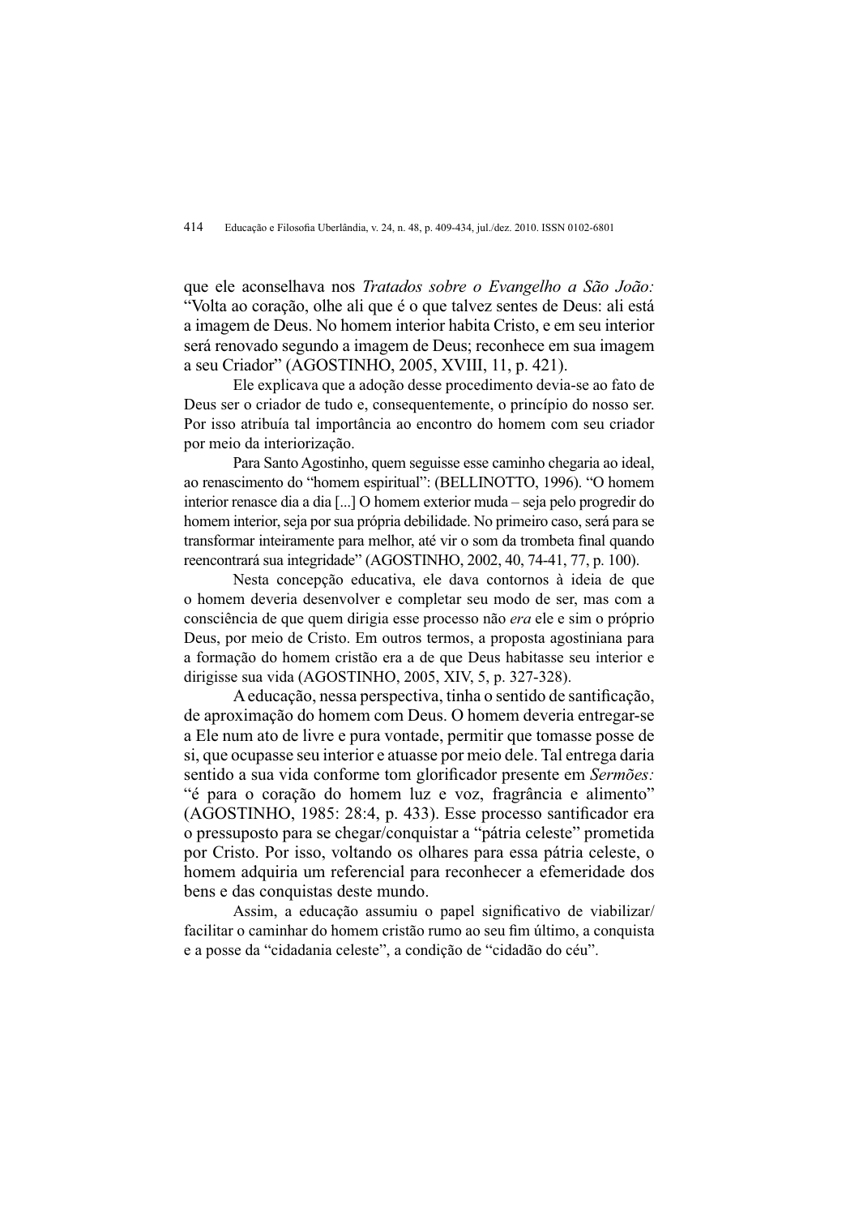que ele aconselhava nos *Tratados sobre o Evangelho a São João:* "Volta ao coração, olhe ali que é o que talvez sentes de Deus: ali está a imagem de Deus. No homem interior habita Cristo, e em seu interior será renovado segundo a imagem de Deus; reconhece em sua imagem a seu Criador" (AGOSTINHO, 2005, XVIII, 11, p. 421).

Ele explicava que a adoção desse procedimento devia-se ao fato de Deus ser o criador de tudo e, consequentemente, o princípio do nosso ser. Por isso atribuía tal importância ao encontro do homem com seu criador por meio da interiorização.

Para Santo Agostinho, quem seguisse esse caminho chegaria ao ideal, ao renascimento do "homem espiritual": (BELLINOTTO, 1996). "O homem interior renasce dia a dia [...] O homem exterior muda – seja pelo progredir do homem interior, seja por sua própria debilidade. No primeiro caso, será para se transformar inteiramente para melhor, até vir o som da trombeta final quando reencontrará sua integridade" (AGOSTINHO, 2002, 40, 74-41, 77, p. 100).

Nesta concepção educativa, ele dava contornos à ideia de que o homem deveria desenvolver e completar seu modo de ser, mas com a consciência de que quem dirigia esse processo não *era* ele e sim o próprio Deus, por meio de Cristo. Em outros termos, a proposta agostiniana para a formação do homem cristão era a de que Deus habitasse seu interior e dirigisse sua vida (AGOSTINHO, 2005, XIV, 5, p. 327-328).

A educação, nessa perspectiva, tinha o sentido de santificação, de aproximação do homem com Deus. O homem deveria entregar-se a Ele num ato de livre e pura vontade, permitir que tomasse posse de si, que ocupasse seu interior e atuasse por meio dele. Tal entrega daria sentido a sua vida conforme tom glorificador presente em *Sermões:* "é para o coração do homem luz e voz, fragrância e alimento" (AGOSTINHO, 1985: 28:4, p. 433). Esse processo santificador era o pressuposto para se chegar/conquistar a "pátria celeste" prometida por Cristo. Por isso, voltando os olhares para essa pátria celeste, o homem adquiria um referencial para reconhecer a efemeridade dos bens e das conquistas deste mundo.

Assim, a educação assumiu o papel significativo de viabilizar/ facilitar o caminhar do homem cristão rumo ao seu fim último, a conquista e a posse da "cidadania celeste", a condição de "cidadão do céu".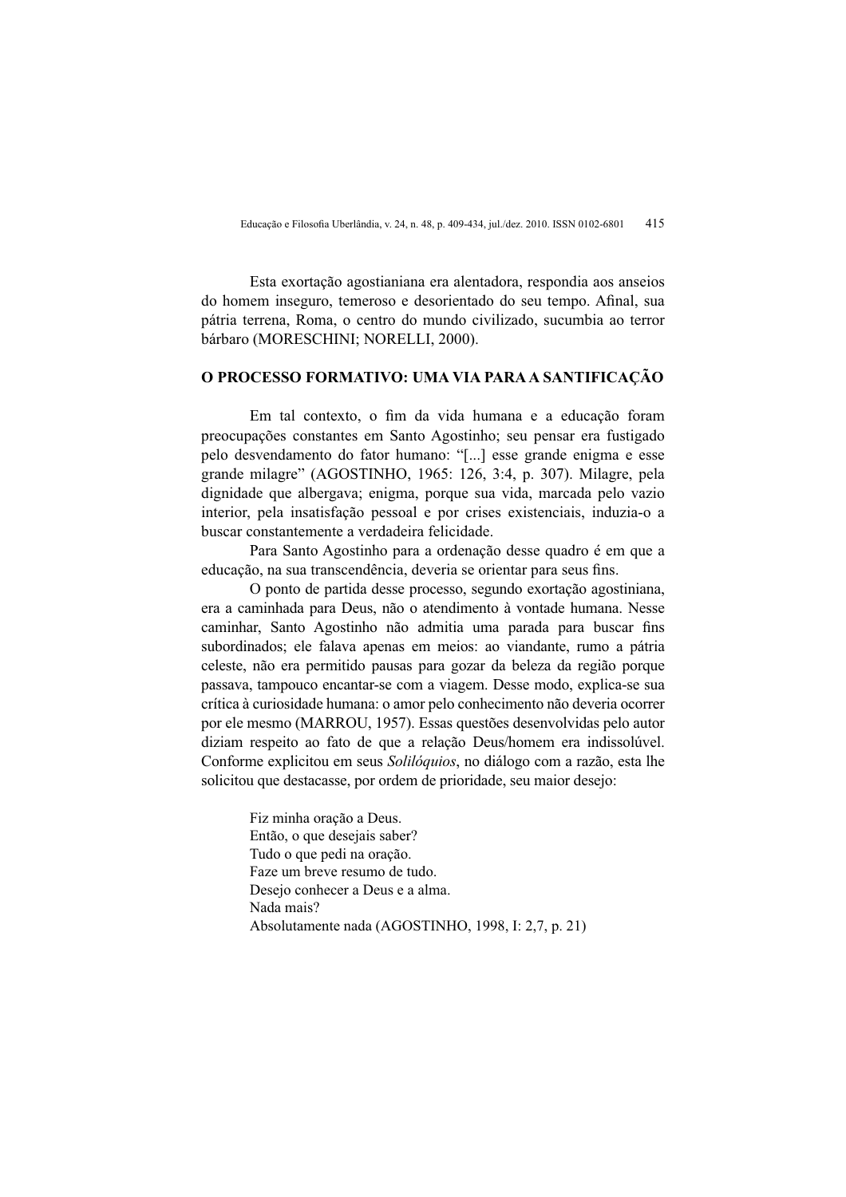Esta exortação agostianiana era alentadora, respondia aos anseios do homem inseguro, temeroso e desorientado do seu tempo. Afinal, sua pátria terrena, Roma, o centro do mundo civilizado, sucumbia ao terror bárbaro (MORESCHINI; NORELLI, 2000).

## O PROCESSO FORMATIVO: UMA VIA PARA A SANTIFICAÇÃO

Em tal contexto, o fim da vida humana e a educação foram preocupações constantes em Santo Agostinho; seu pensar era fustigado pelo desvendamento do fator humano: "[...] esse grande enigma e esse grande milagre" (AGOSTINHO, 1965: 126, 3:4, p. 307). Milagre, pela dignidade que albergava; enigma, porque sua vida, marcada pelo vazio interior, pela insatisfação pessoal e por crises existenciais, induzia-o a buscar constantemente a verdadeira felicidade.

Para Santo Agostinho para a ordenação desse quadro é em que a educação, na sua transcendência, deveria se orientar para seus fins.

O ponto de partida desse processo, segundo exortação agostiniana, era a caminhada para Deus, não o atendimento à vontade humana. Nesse caminhar, Santo Agostinho não admitia uma parada para buscar fins subordinados; ele falava apenas em meios: ao viandante, rumo a pátria celeste, não era permitido pausas para gozar da beleza da região porque passava, tampouco encantar-se com a viagem. Desse modo, explica-se sua crítica à curiosidade humana: o amor pelo conhecimento não deveria ocorrer por ele mesmo (MARROU, 1957). Essas questões desenvolvidas pelo autor diziam respeito ao fato de que a relação Deus/homem era indissolúvel. Conforme explicitou em seus *Solilóquios*, no diálogo com a razão, esta lhe solicitou que destacasse, por ordem de prioridade, seu maior desejo:

> Fiz minha oração a Deus.
> Então, o que desejais saber?
> Tudo o que pedi na oração.
> Faze um breve resumo de tudo.
> Desejo conhecer a Deus e a alma.
> Nada mais?
> Absolutamente nada (AGOSTINHO, 1998, I: 2,7, p. 21)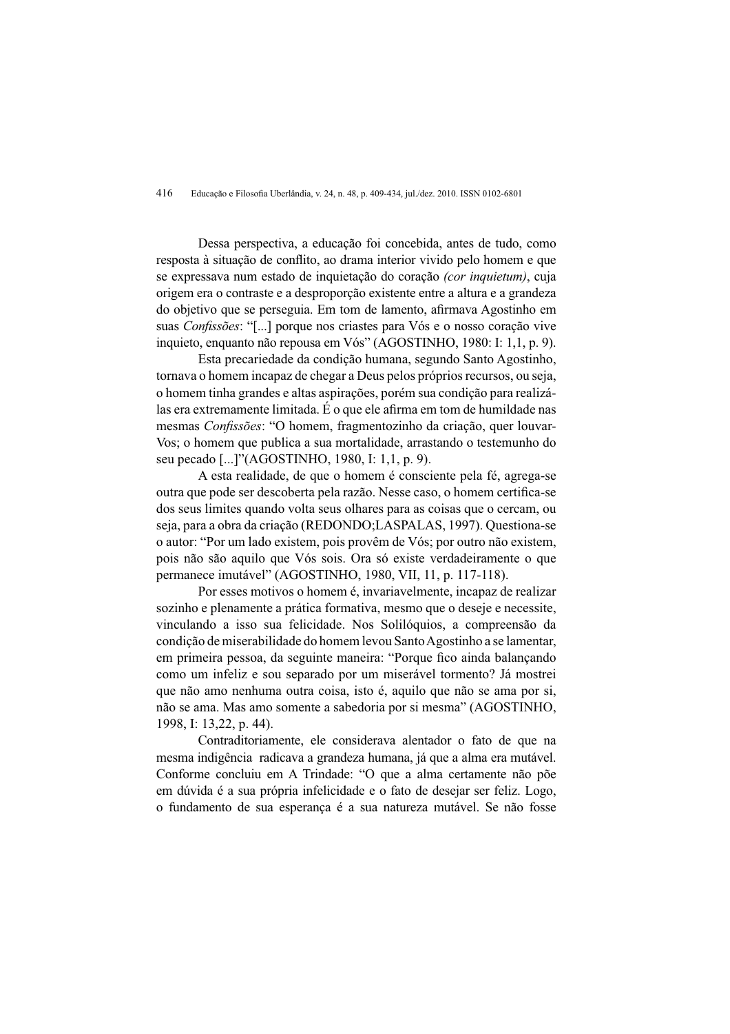Dessa perspectiva, a educação foi concebida, antes de tudo, como resposta à situação de conflito, ao drama interior vivido pelo homem e que se expressava num estado de inquietação do coração *(cor inquietum)*, cuja origem era o contraste e a desproporção existente entre a altura e a grandeza do objetivo que se perseguia. Em tom de lamento, afirmava Agostinho em suas *Confissões*: "[...] porque nos criastes para Vós e o nosso coração vive inquieto, enquanto não repousa em Vós" (AGOSTINHO, 1980: I: 1,1, p. 9).

Esta precariedade da condição humana, segundo Santo Agostinho, tornava o homem incapaz de chegar a Deus pelos próprios recursos, ou seja, o homem tinha grandes e altas aspirações, porém sua condição para realizá-las era extremamente limitada. É o que ele afirma em tom de humildade nas mesmas *Confissões*: "O homem, fragmentozinho da criação, quer louvar-Vos; o homem que publica a sua mortalidade, arrastando o testemunho do seu pecado [...]"(AGOSTINHO, 1980, I: 1,1, p. 9).

A esta realidade, de que o homem é consciente pela fé, agrega-se outra que pode ser descoberta pela razão. Nesse caso, o homem certifica-se dos seus limites quando volta seus olhares para as coisas que o cercam, ou seja, para a obra da criação (REDONDO;LASPALAS, 1997). Questiona-se o autor: "Por um lado existem, pois provêm de Vós; por outro não existem, pois não são aquilo que Vós sois. Ora só existe verdadeiramente o que permanece imutável" (AGOSTINHO, 1980, VII, 11, p. 117-118).

Por esses motivos o homem é, invariavelmente, incapaz de realizar sozinho e plenamente a prática formativa, mesmo que o deseje e necessite, vinculando a isso sua felicidade. Nos Solilóquios, a compreensão da condição de miserabilidade do homem levou Santo Agostinho a se lamentar, em primeira pessoa, da seguinte maneira: "Porque fico ainda balançando como um infeliz e sou separado por um miserável tormento? Já mostrei que não amo nenhuma outra coisa, isto é, aquilo que não se ama por si, não se ama. Mas amo somente a sabedoria por si mesma" (AGOSTINHO, 1998, I: 13,22, p. 44).

Contraditoriamente, ele considerava alentador o fato de que na mesma indigência radicava a grandeza humana, já que a alma era mutável. Conforme concluiu em A Trindade: "O que a alma certamente não põe em dúvida é a sua própria infelicidade e o fato de desejar ser feliz. Logo, o fundamento de sua esperança é a sua natureza mutável. Se não fosse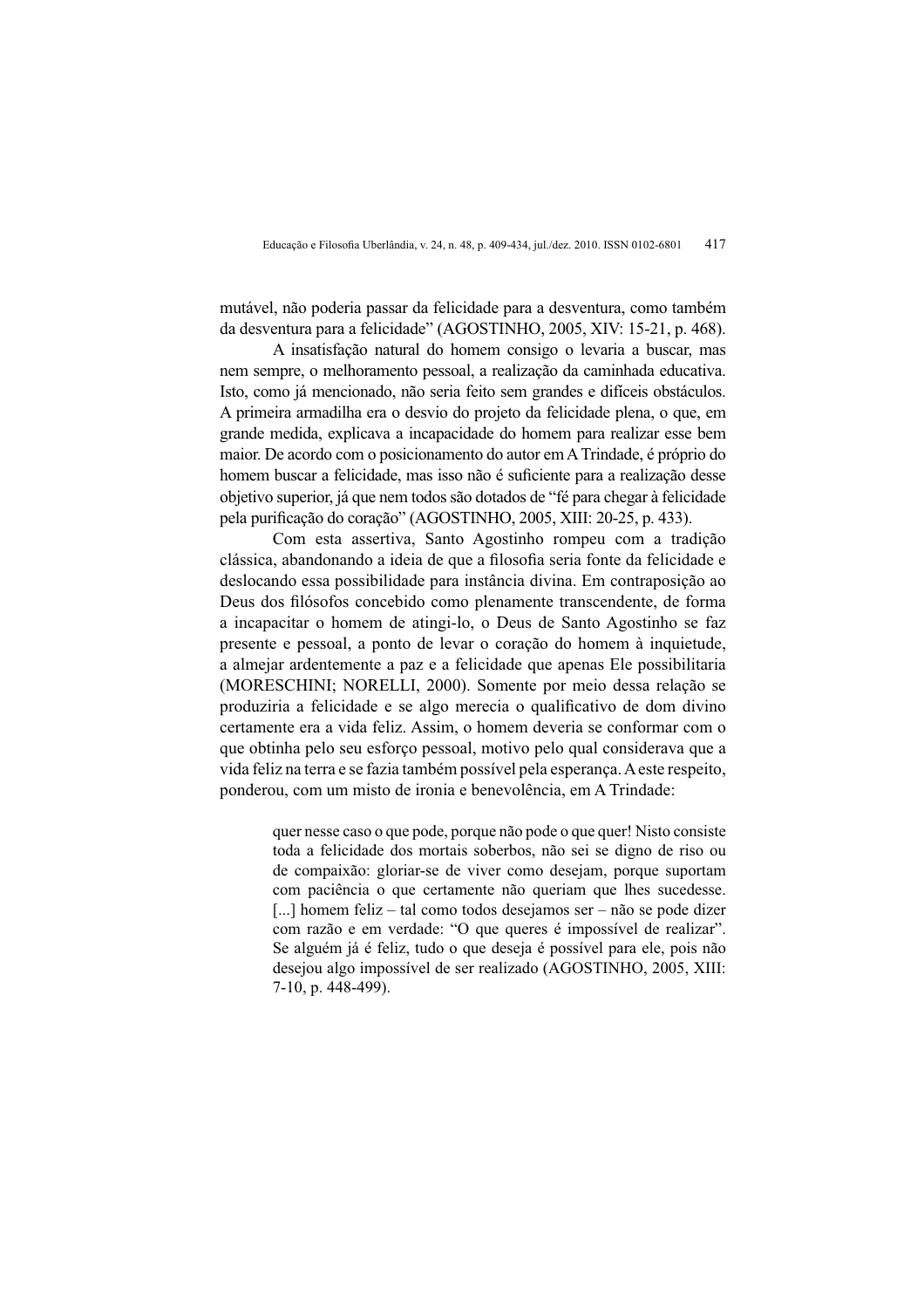mutável, não poderia passar da felicidade para a desventura, como também da desventura para a felicidade" (AGOSTINHO, 2005, XIV: 15-21, p. 468).

A insatisfação natural do homem consigo o levaria a buscar, mas nem sempre, o melhoramento pessoal, a realização da caminhada educativa. Isto, como já mencionado, não seria feito sem grandes e difíceis obstáculos. A primeira armadilha era o desvio do projeto da felicidade plena, o que, em grande medida, explicava a incapacidade do homem para realizar esse bem maior. De acordo com o posicionamento do autor em A Trindade, é próprio do homem buscar a felicidade, mas isso não é suficiente para a realização desse objetivo superior, já que nem todos são dotados de "fé para chegar à felicidade pela purificação do coração" (AGOSTINHO, 2005, XIII: 20-25, p. 433).

Com esta assertiva, Santo Agostinho rompeu com a tradição clássica, abandonando a ideia de que a filosofia seria fonte da felicidade e deslocando essa possibilidade para instância divina. Em contraposição ao Deus dos filósofos concebido como plenamente transcendente, de forma a incapacitar o homem de atingi-lo, o Deus de Santo Agostinho se faz presente e pessoal, a ponto de levar o coração do homem à inquietude, a almejar ardentemente a paz e a felicidade que apenas Ele possibilitaria (MORESCHINI; NORELLI, 2000). Somente por meio dessa relação se produziria a felicidade e se algo merecia o qualificativo de dom divino certamente era a vida feliz. Assim, o homem deveria se conformar com o que obtinha pelo seu esforço pessoal, motivo pelo qual considerava que a vida feliz na terra e se fazia também possível pela esperança. A este respeito, ponderou, com um misto de ironia e benevolência, em A Trindade:

> quer nesse caso o que pode, porque não pode o que quer! Nisto consiste toda a felicidade dos mortais soberbos, não sei se digno de riso ou de compaixão: gloriar-se de viver como desejam, porque suportam com paciência o que certamente não queriam que lhes sucedesse. [...] homem feliz – tal como todos desejamos ser – não se pode dizer com razão e em verdade: "O que queres é impossível de realizar". Se alguém já é feliz, tudo o que deseja é possível para ele, pois não desejou algo impossível de ser realizado (AGOSTINHO, 2005, XIII: 7-10, p. 448-499).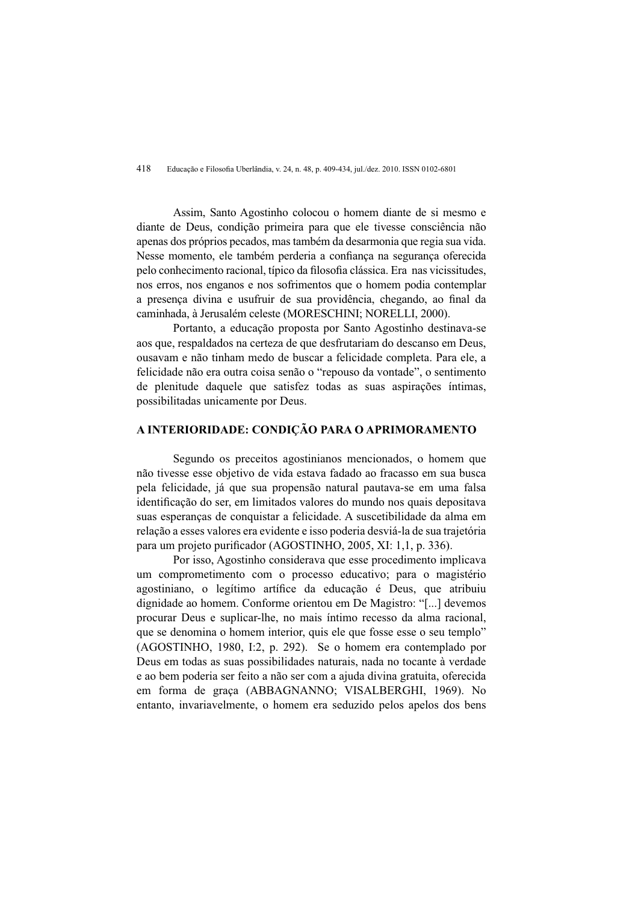Assim, Santo Agostinho colocou o homem diante de si mesmo e diante de Deus, condição primeira para que ele tivesse consciência não apenas dos próprios pecados, mas também da desarmonia que regia sua vida. Nesse momento, ele também perderia a confiança na segurança oferecida pelo conhecimento racional, típico da filosofia clássica. Era nas vicissitudes, nos erros, nos enganos e nos sofrimentos que o homem podia contemplar a presença divina e usufruir de sua providência, chegando, ao final da caminhada, à Jerusalém celeste (MORESCHINI; NORELLI, 2000).

Portanto, a educação proposta por Santo Agostinho destinava-se aos que, respaldados na certeza de que desfrutariam do descanso em Deus, ousavam e não tinham medo de buscar a felicidade completa. Para ele, a felicidade não era outra coisa senão o "repouso da vontade", o sentimento de plenitude daquele que satisfez todas as suas aspirações íntimas, possibilitadas unicamente por Deus.

## A INTERIORIDADE: CONDIÇÃO PARA O APRIMORAMENTO

Segundo os preceitos agostinianos mencionados, o homem que não tivesse esse objetivo de vida estava fadado ao fracasso em sua busca pela felicidade, já que sua propensão natural pautava-se em uma falsa identificação do ser, em limitados valores do mundo nos quais depositava suas esperanças de conquistar a felicidade. A suscetibilidade da alma em relação a esses valores era evidente e isso poderia desviá-la de sua trajetória para um projeto purificador (AGOSTINHO, 2005, XI: 1,1, p. 336).

Por isso, Agostinho considerava que esse procedimento implicava um comprometimento com o processo educativo; para o magistério agostiniano, o legítimo artífice da educação é Deus, que atribuiu dignidade ao homem. Conforme orientou em De Magistro: "[...] devemos procurar Deus e suplicar-lhe, no mais íntimo recesso da alma racional, que se denomina o homem interior, quis ele que fosse esse o seu templo" (AGOSTINHO, 1980, I:2, p. 292). Se o homem era contemplado por Deus em todas as suas possibilidades naturais, nada no tocante à verdade e ao bem poderia ser feito a não ser com a ajuda divina gratuita, oferecida em forma de graça (ABBAGNANNO; VISALBERGHI, 1969). No entanto, invariavelmente, o homem era seduzido pelos apelos dos bens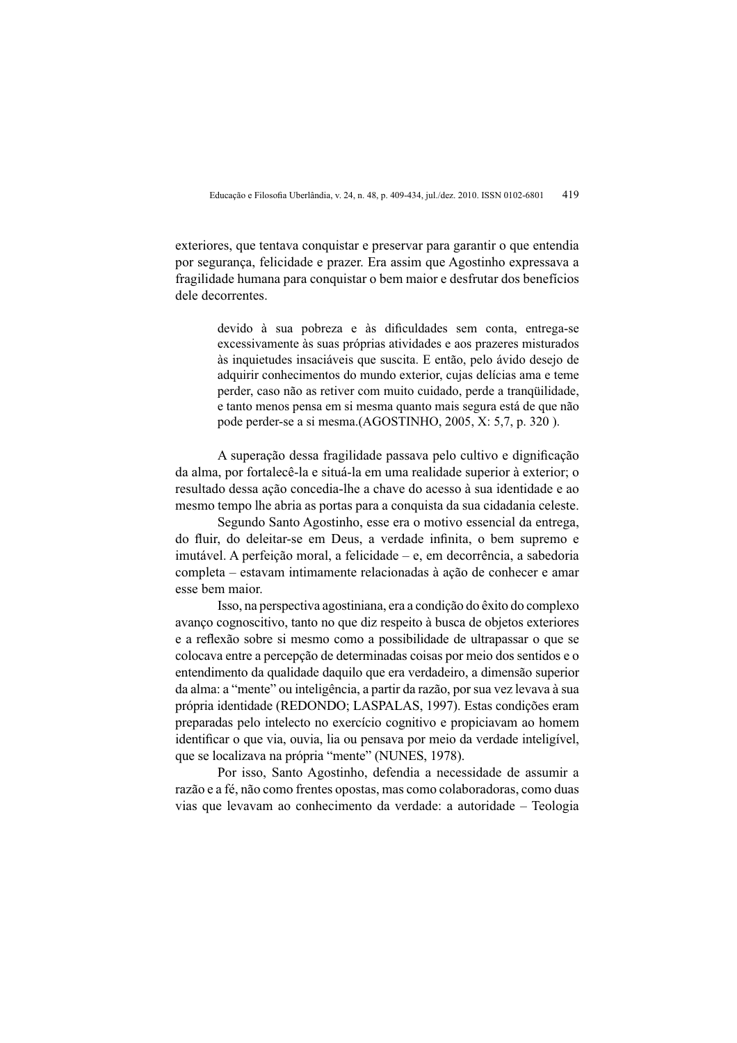exteriores, que tentava conquistar e preservar para garantir o que entendia por segurança, felicidade e prazer. Era assim que Agostinho expressava a fragilidade humana para conquistar o bem maior e desfrutar dos benefícios dele decorrentes.

> devido à sua pobreza e às dificuldades sem conta, entrega-se excessivamente às suas próprias atividades e aos prazeres misturados às inquietudes insaciáveis que suscita. E então, pelo ávido desejo de adquirir conhecimentos do mundo exterior, cujas delícias ama e teme perder, caso não as retiver com muito cuidado, perde a tranqüilidade, e tanto menos pensa em si mesma quanto mais segura está de que não pode perder-se a si mesma.(AGOSTINHO, 2005, X: 5,7, p. 320 ).

A superação dessa fragilidade passava pelo cultivo e dignificação da alma, por fortalecê-la e situá-la em uma realidade superior à exterior; o resultado dessa ação concedia-lhe a chave do acesso à sua identidade e ao mesmo tempo lhe abria as portas para a conquista da sua cidadania celeste.

Segundo Santo Agostinho, esse era o motivo essencial da entrega, do fluir, do deleitar-se em Deus, a verdade infinita, o bem supremo e imutável. A perfeição moral, a felicidade – e, em decorrência, a sabedoria completa – estavam intimamente relacionadas à ação de conhecer e amar esse bem maior.

Isso, na perspectiva agostiniana, era a condição do êxito do complexo avanço cognoscitivo, tanto no que diz respeito à busca de objetos exteriores e a reflexão sobre si mesmo como a possibilidade de ultrapassar o que se colocava entre a percepção de determinadas coisas por meio dos sentidos e o entendimento da qualidade daquilo que era verdadeiro, a dimensão superior da alma: a "mente" ou inteligência, a partir da razão, por sua vez levava à sua própria identidade (REDONDO; LASPALAS, 1997). Estas condições eram preparadas pelo intelecto no exercício cognitivo e propiciavam ao homem identificar o que via, ouvia, lia ou pensava por meio da verdade inteligível, que se localizava na própria "mente" (NUNES, 1978).

Por isso, Santo Agostinho, defendia a necessidade de assumir a razão e a fé, não como frentes opostas, mas como colaboradoras, como duas vias que levavam ao conhecimento da verdade: a autoridade – Teologia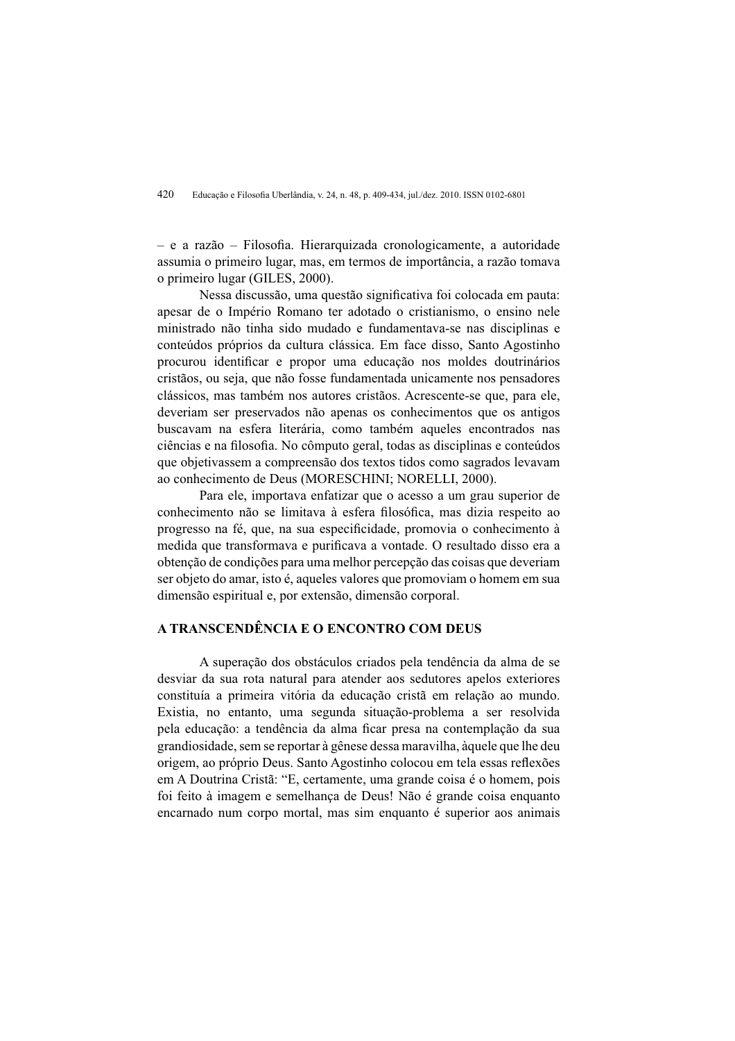– e a razão – Filosofia. Hierarquizada cronologicamente, a autoridade assumia o primeiro lugar, mas, em termos de importância, a razão tomava o primeiro lugar (GILES, 2000).

Nessa discussão, uma questão significativa foi colocada em pauta: apesar de o Império Romano ter adotado o cristianismo, o ensino nele ministrado não tinha sido mudado e fundamentava-se nas disciplinas e conteúdos próprios da cultura clássica. Em face disso, Santo Agostinho procurou identificar e propor uma educação nos moldes doutrinários cristãos, ou seja, que não fosse fundamentada unicamente nos pensadores clássicos, mas também nos autores cristãos. Acrescente-se que, para ele, deveriam ser preservados não apenas os conhecimentos que os antigos buscavam na esfera literária, como também aqueles encontrados nas ciências e na filosofia. No cômputo geral, todas as disciplinas e conteúdos que objetivassem a compreensão dos textos tidos como sagrados levavam ao conhecimento de Deus (MORESCHINI; NORELLI, 2000).

Para ele, importava enfatizar que o acesso a um grau superior de conhecimento não se limitava à esfera filosófica, mas dizia respeito ao progresso na fé, que, na sua especificidade, promovia o conhecimento à medida que transformava e purificava a vontade. O resultado disso era a obtenção de condições para uma melhor percepção das coisas que deveriam ser objeto do amar, isto é, aqueles valores que promoviam o homem em sua dimensão espiritual e, por extensão, dimensão corporal.

## A TRANSCENDÊNCIA E O ENCONTRO COM DEUS

A superação dos obstáculos criados pela tendência da alma de se desviar da sua rota natural para atender aos sedutores apelos exteriores constituía a primeira vitória da educação cristã em relação ao mundo. Existia, no entanto, uma segunda situação-problema a ser resolvida pela educação: a tendência da alma ficar presa na contemplação da sua grandiosidade, sem se reportar à gênese dessa maravilha, àquele que lhe deu origem, ao próprio Deus. Santo Agostinho colocou em tela essas reflexões em A Doutrina Cristã: "E, certamente, uma grande coisa é o homem, pois foi feito à imagem e semelhança de Deus! Não é grande coisa enquanto encarnado num corpo mortal, mas sim enquanto é superior aos animais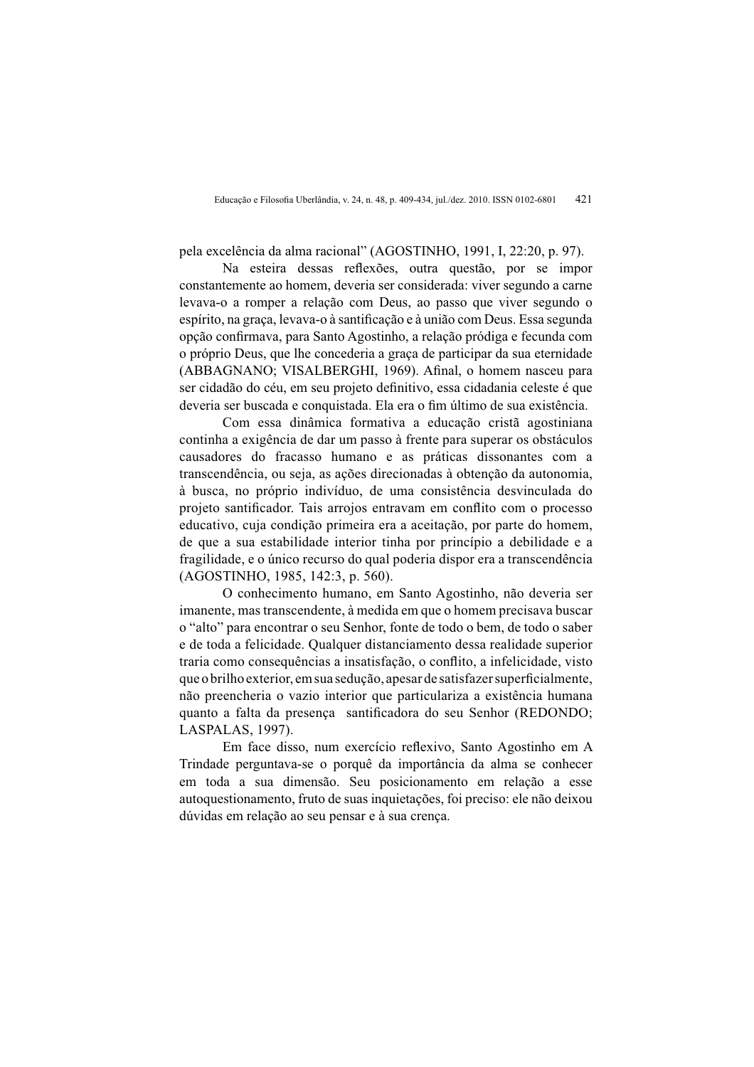pela excelência da alma racional" (AGOSTINHO, 1991, I, 22:20, p. 97).

Na esteira dessas reflexões, outra questão, por se impor constantemente ao homem, deveria ser considerada: viver segundo a carne levava-o a romper a relação com Deus, ao passo que viver segundo o espírito, na graça, levava-o à santificação e à união com Deus. Essa segunda opção confirmava, para Santo Agostinho, a relação pródiga e fecunda com o próprio Deus, que lhe concederia a graça de participar da sua eternidade (ABBAGNANO; VISALBERGHI, 1969). Afinal, o homem nasceu para ser cidadão do céu, em seu projeto definitivo, essa cidadania celeste é que deveria ser buscada e conquistada. Ela era o fim último de sua existência.

Com essa dinâmica formativa a educação cristã agostiniana continha a exigência de dar um passo à frente para superar os obstáculos causadores do fracasso humano e as práticas dissonantes com a transcendência, ou seja, as ações direcionadas à obtenção da autonomia, à busca, no próprio indivíduo, de uma consistência desvinculada do projeto santificador. Tais arrojos entravam em conflito com o processo educativo, cuja condição primeira era a aceitação, por parte do homem, de que a sua estabilidade interior tinha por princípio a debilidade e a fragilidade, e o único recurso do qual poderia dispor era a transcendência (AGOSTINHO, 1985, 142:3, p. 560).

O conhecimento humano, em Santo Agostinho, não deveria ser imanente, mas transcendente, à medida em que o homem precisava buscar o "alto" para encontrar o seu Senhor, fonte de todo o bem, de todo o saber e de toda a felicidade. Qualquer distanciamento dessa realidade superior traria como consequências a insatisfação, o conflito, a infelicidade, visto que o brilho exterior, em sua sedução, apesar de satisfazer superficialmente, não preencheria o vazio interior que particulariza a existência humana quanto a falta da presença santificadora do seu Senhor (REDONDO; LASPALAS, 1997).

Em face disso, num exercício reflexivo, Santo Agostinho em A Trindade perguntava-se o porquê da importância da alma se conhecer em toda a sua dimensão. Seu posicionamento em relação a esse autoquestionamento, fruto de suas inquietações, foi preciso: ele não deixou dúvidas em relação ao seu pensar e à sua crença.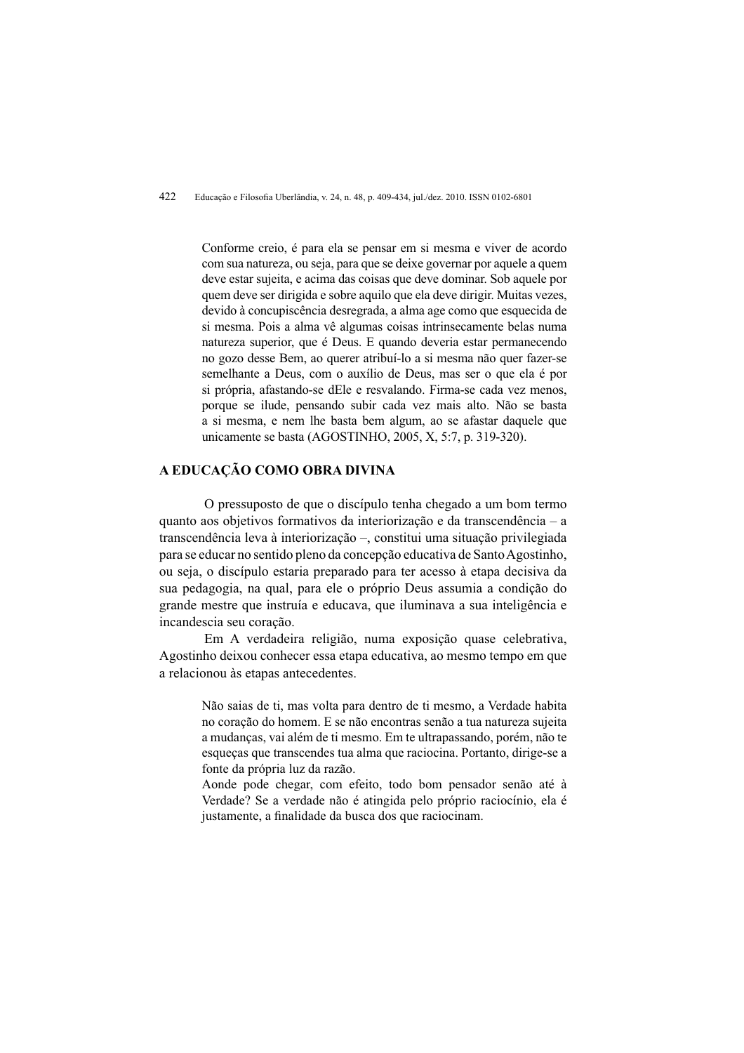> Conforme creio, é para ela se pensar em si mesma e viver de acordo com sua natureza, ou seja, para que se deixe governar por aquele a quem deve estar sujeita, e acima das coisas que deve dominar. Sob aquele por quem deve ser dirigida e sobre aquilo que ela deve dirigir. Muitas vezes, devido à concupiscência desregrada, a alma age como que esquecida de si mesma. Pois a alma vê algumas coisas intrinsecamente belas numa natureza superior, que é Deus. E quando deveria estar permanecendo no gozo desse Bem, ao querer atribuí-lo a si mesma não quer fazer-se semelhante a Deus, com o auxílio de Deus, mas ser o que ela é por si própria, afastando-se dEle e resvalando. Firma-se cada vez menos, porque se ilude, pensando subir cada vez mais alto. Não se basta a si mesma, e nem lhe basta bem algum, ao se afastar daquele que unicamente se basta (AGOSTINHO, 2005, X, 5:7, p. 319-320).

## A EDUCAÇÃO COMO OBRA DIVINA

O pressuposto de que o discípulo tenha chegado a um bom termo quanto aos objetivos formativos da interiorização e da transcendência – a transcendência leva à interiorização –, constitui uma situação privilegiada para se educar no sentido pleno da concepção educativa de Santo Agostinho, ou seja, o discípulo estaria preparado para ter acesso à etapa decisiva da sua pedagogia, na qual, para ele o próprio Deus assumia a condição do grande mestre que instruía e educava, que iluminava a sua inteligência e incandescia seu coração.

Em A verdadeira religião, numa exposição quase celebrativa, Agostinho deixou conhecer essa etapa educativa, ao mesmo tempo em que a relacionou às etapas antecedentes.

> Não saias de ti, mas volta para dentro de ti mesmo, a Verdade habita no coração do homem. E se não encontras senão a tua natureza sujeita a mudanças, vai além de ti mesmo. Em te ultrapassando, porém, não te esqueças que transcendes tua alma que raciocina. Portanto, dirige-se a fonte da própria luz da razão.
>
> Aonde pode chegar, com efeito, todo bom pensador senão até à Verdade? Se a verdade não é atingida pelo próprio raciocínio, ela é justamente, a finalidade da busca dos que raciocinam.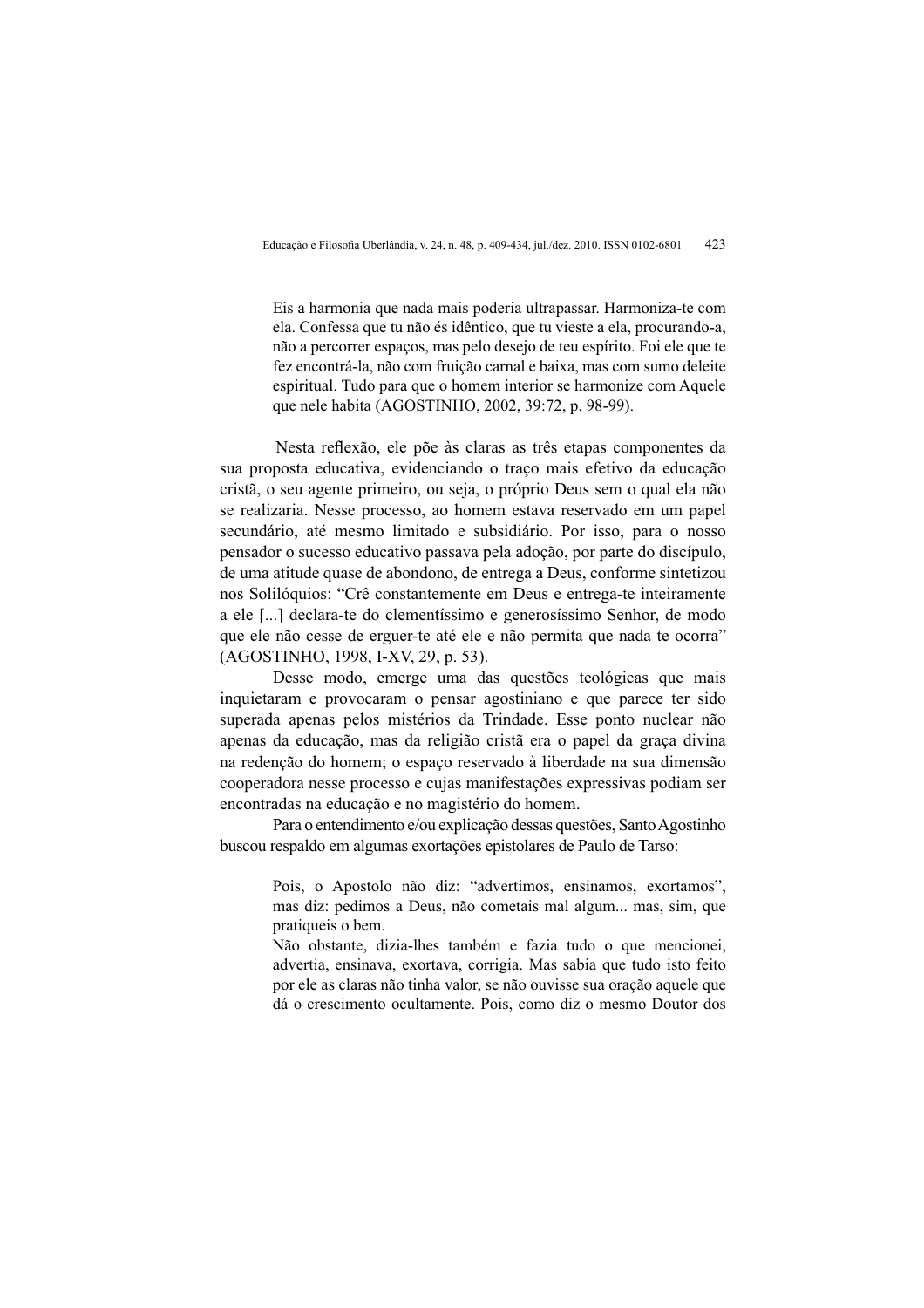> Eis a harmonia que nada mais poderia ultrapassar. Harmoniza-te com ela. Confessa que tu não és idêntico, que tu vieste a ela, procurando-a, não a percorrer espaços, mas pelo desejo de teu espírito. Foi ele que te fez encontrá-la, não com fruição carnal e baixa, mas com sumo deleite espiritual. Tudo para que o homem interior se harmonize com Aquele que nele habita (AGOSTINHO, 2002, 39:72, p. 98-99).

Nesta reflexão, ele põe às claras as três etapas componentes da sua proposta educativa, evidenciando o traço mais efetivo da educação cristã, o seu agente primeiro, ou seja, o próprio Deus sem o qual ela não se realizaria. Nesse processo, ao homem estava reservado em um papel secundário, até mesmo limitado e subsidiário. Por isso, para o nosso pensador o sucesso educativo passava pela adoção, por parte do discípulo, de uma atitude quase de abondono, de entrega a Deus, conforme sintetizou nos Solilóquios: "Crê constantemente em Deus e entrega-te inteiramente a ele [...] declara-te do clementíssimo e generosíssimo Senhor, de modo que ele não cesse de erguer-te até ele e não permita que nada te ocorra" (AGOSTINHO, 1998, I-XV, 29, p. 53).

Desse modo, emerge uma das questões teológicas que mais inquietaram e provocaram o pensar agostiniano e que parece ter sido superada apenas pelos mistérios da Trindade. Esse ponto nuclear não apenas da educação, mas da religião cristã era o papel da graça divina na redenção do homem; o espaço reservado à liberdade na sua dimensão cooperadora nesse processo e cujas manifestações expressivas podiam ser encontradas na educação e no magistério do homem.

Para o entendimento e/ou explicação dessas questões, Santo Agostinho buscou respaldo em algumas exortações epistolares de Paulo de Tarso:

> Pois, o Apostolo não diz: "advertimos, ensinamos, exortamos", mas diz: pedimos a Deus, não cometais mal algum... mas, sim, que pratiqueis o bem.
>
> Não obstante, dizia-lhes também e fazia tudo o que mencionei, advertia, ensinava, exortava, corrigia. Mas sabia que tudo isto feito por ele as claras não tinha valor, se não ouvisse sua oração aquele que dá o crescimento ocultamente. Pois, como diz o mesmo Doutor dos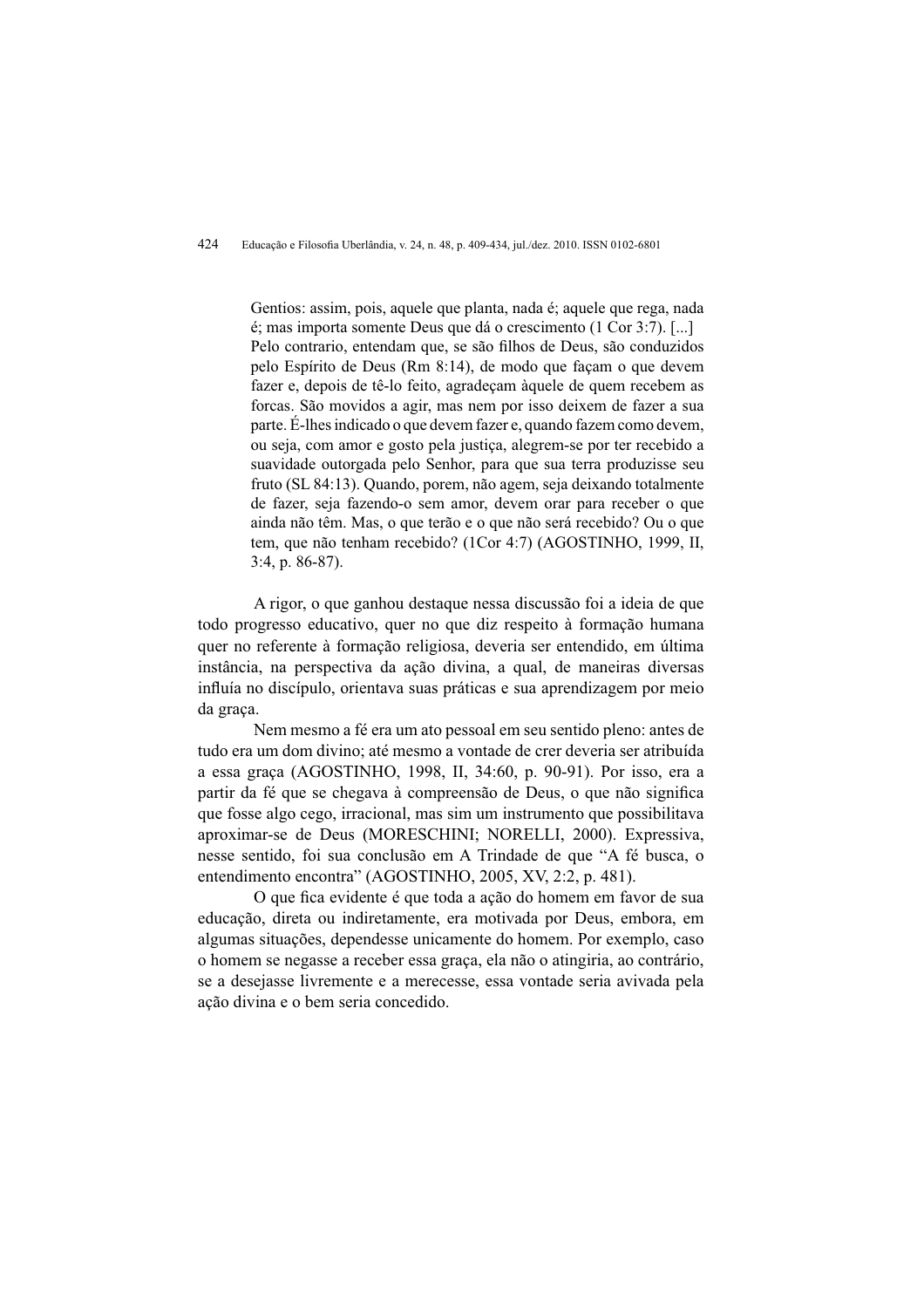> Gentios: assim, pois, aquele que planta, nada é; aquele que rega, nada é; mas importa somente Deus que dá o crescimento (1 Cor 3:7). [...] Pelo contrario, entendam que, se são filhos de Deus, são conduzidos pelo Espírito de Deus (Rm 8:14), de modo que façam o que devem fazer e, depois de tê-lo feito, agradeçam àquele de quem recebem as forcas. São movidos a agir, mas nem por isso deixem de fazer a sua parte. É-lhes indicado o que devem fazer e, quando fazem como devem, ou seja, com amor e gosto pela justiça, alegrem-se por ter recebido a suavidade outorgada pelo Senhor, para que sua terra produzisse seu fruto (SL 84:13). Quando, porem, não agem, seja deixando totalmente de fazer, seja fazendo-o sem amor, devem orar para receber o que ainda não têm. Mas, o que terão e o que não será recebido? Ou o que tem, que não tenham recebido? (1Cor 4:7) (AGOSTINHO, 1999, II, 3:4, p. 86-87).

A rigor, o que ganhou destaque nessa discussão foi a ideia de que todo progresso educativo, quer no que diz respeito à formação humana quer no referente à formação religiosa, deveria ser entendido, em última instância, na perspectiva da ação divina, a qual, de maneiras diversas influía no discípulo, orientava suas práticas e sua aprendizagem por meio da graça.

Nem mesmo a fé era um ato pessoal em seu sentido pleno: antes de tudo era um dom divino; até mesmo a vontade de crer deveria ser atribuída a essa graça (AGOSTINHO, 1998, II, 34:60, p. 90-91). Por isso, era a partir da fé que se chegava à compreensão de Deus, o que não significa que fosse algo cego, irracional, mas sim um instrumento que possibilitava aproximar-se de Deus (MORESCHINI; NORELLI, 2000). Expressiva, nesse sentido, foi sua conclusão em A Trindade de que "A fé busca, o entendimento encontra" (AGOSTINHO, 2005, XV, 2:2, p. 481).

O que fica evidente é que toda a ação do homem em favor de sua educação, direta ou indiretamente, era motivada por Deus, embora, em algumas situações, dependesse unicamente do homem. Por exemplo, caso o homem se negasse a receber essa graça, ela não o atingiria, ao contrário, se a desejasse livremente e a merecesse, essa vontade seria avivada pela ação divina e o bem seria concedido.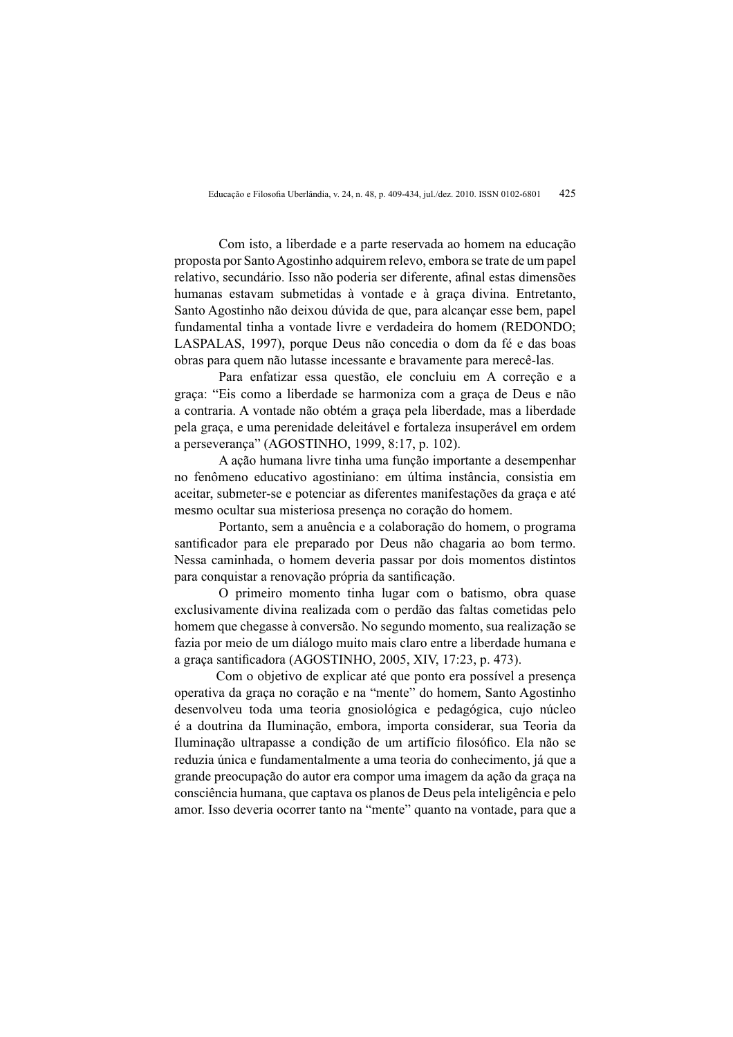Com isto, a liberdade e a parte reservada ao homem na educação proposta por Santo Agostinho adquirem relevo, embora se trate de um papel relativo, secundário. Isso não poderia ser diferente, afinal estas dimensões humanas estavam submetidas à vontade e à graça divina. Entretanto, Santo Agostinho não deixou dúvida de que, para alcançar esse bem, papel fundamental tinha a vontade livre e verdadeira do homem (REDONDO; LASPALAS, 1997), porque Deus não concedia o dom da fé e das boas obras para quem não lutasse incessante e bravamente para merecê-las.

Para enfatizar essa questão, ele concluiu em A correção e a graça: "Eis como a liberdade se harmoniza com a graça de Deus e não a contraria. A vontade não obtém a graça pela liberdade, mas a liberdade pela graça, e uma perenidade deleitável e fortaleza insuperável em ordem a perseverança" (AGOSTINHO, 1999, 8:17, p. 102).

A ação humana livre tinha uma função importante a desempenhar no fenômeno educativo agostiniano: em última instância, consistia em aceitar, submeter-se e potenciar as diferentes manifestações da graça e até mesmo ocultar sua misteriosa presença no coração do homem.

Portanto, sem a anuência e a colaboração do homem, o programa santificador para ele preparado por Deus não chagaria ao bom termo. Nessa caminhada, o homem deveria passar por dois momentos distintos para conquistar a renovação própria da santificação.

O primeiro momento tinha lugar com o batismo, obra quase exclusivamente divina realizada com o perdão das faltas cometidas pelo homem que chegasse à conversão. No segundo momento, sua realização se fazia por meio de um diálogo muito mais claro entre a liberdade humana e a graça santificadora (AGOSTINHO, 2005, XIV, 17:23, p. 473).

Com o objetivo de explicar até que ponto era possível a presença operativa da graça no coração e na "mente" do homem, Santo Agostinho desenvolveu toda uma teoria gnosiológica e pedagógica, cujo núcleo é a doutrina da Iluminação, embora, importa considerar, sua Teoria da Iluminação ultrapasse a condição de um artifício filosófico. Ela não se reduzia única e fundamentalmente a uma teoria do conhecimento, já que a grande preocupação do autor era compor uma imagem da ação da graça na consciência humana, que captava os planos de Deus pela inteligência e pelo amor. Isso deveria ocorrer tanto na "mente" quanto na vontade, para que a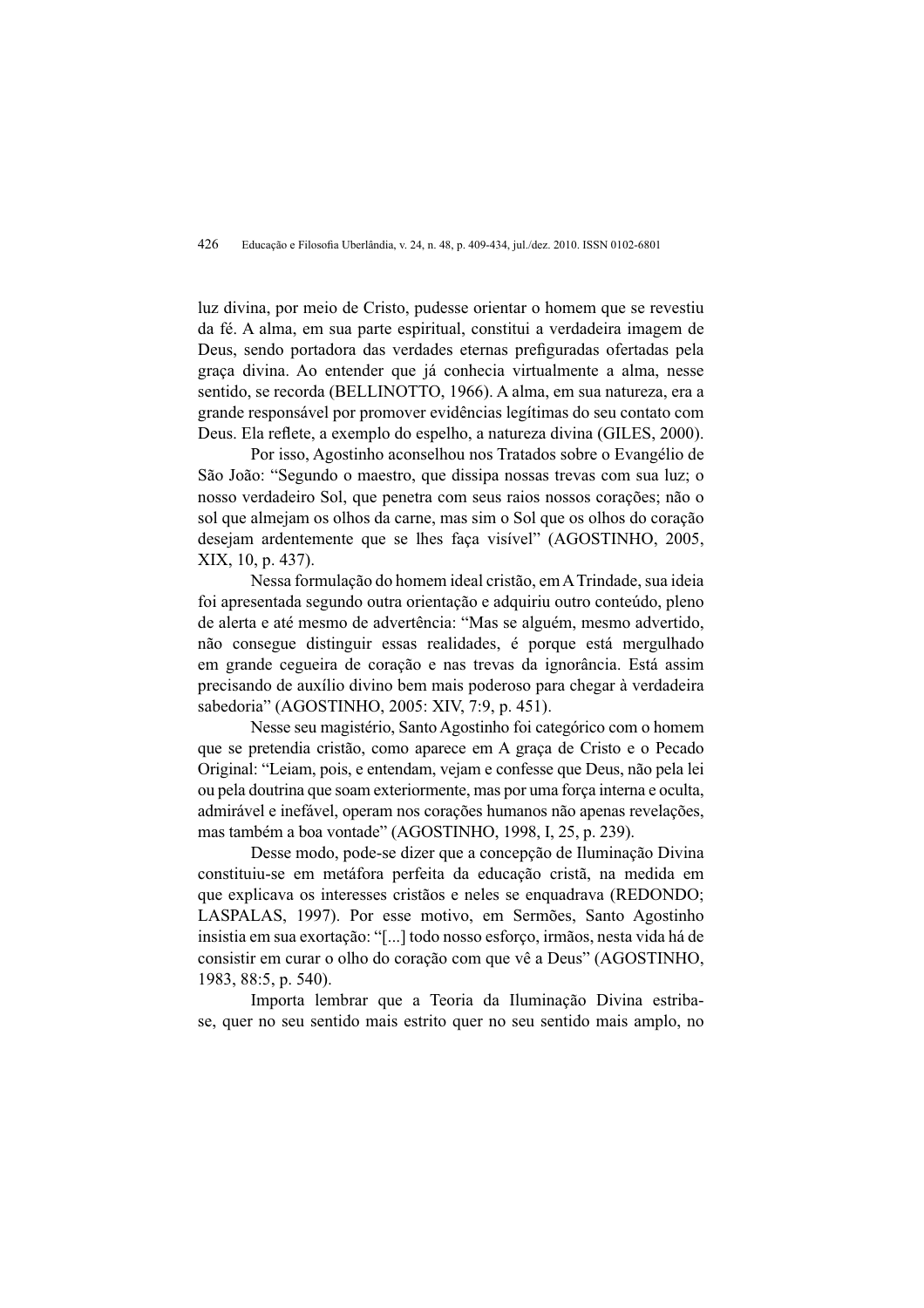luz divina, por meio de Cristo, pudesse orientar o homem que se revestiu da fé. A alma, em sua parte espiritual, constitui a verdadeira imagem de Deus, sendo portadora das verdades eternas prefiguradas ofertadas pela graça divina. Ao entender que já conhecia virtualmente a alma, nesse sentido, se recorda (BELLINOTTO, 1966). A alma, em sua natureza, era a grande responsável por promover evidências legítimas do seu contato com Deus. Ela reflete, a exemplo do espelho, a natureza divina (GILES, 2000).

Por isso, Agostinho aconselhou nos Tratados sobre o Evangélio de São João: "Segundo o maestro, que dissipa nossas trevas com sua luz; o nosso verdadeiro Sol, que penetra com seus raios nossos corações; não o sol que almejam os olhos da carne, mas sim o Sol que os olhos do coração desejam ardentemente que se lhes faça visível" (AGOSTINHO, 2005, XIX, 10, p. 437).

Nessa formulação do homem ideal cristão, em A Trindade, sua ideia foi apresentada segundo outra orientação e adquiriu outro conteúdo, pleno de alerta e até mesmo de advertência: "Mas se alguém, mesmo advertido, não consegue distinguir essas realidades, é porque está mergulhado em grande cegueira de coração e nas trevas da ignorância. Está assim precisando de auxílio divino bem mais poderoso para chegar à verdadeira sabedoria" (AGOSTINHO, 2005: XIV, 7:9, p. 451).

Nesse seu magistério, Santo Agostinho foi categórico com o homem que se pretendia cristão, como aparece em A graça de Cristo e o Pecado Original: "Leiam, pois, e entendam, vejam e confesse que Deus, não pela lei ou pela doutrina que soam exteriormente, mas por uma força interna e oculta, admirável e inefável, operam nos corações humanos não apenas revelações, mas também a boa vontade" (AGOSTINHO, 1998, I, 25, p. 239).

Desse modo, pode-se dizer que a concepção de Iluminação Divina constituiu-se em metáfora perfeita da educação cristã, na medida em que explicava os interesses cristãos e neles se enquadrava (REDONDO; LASPALAS, 1997). Por esse motivo, em Sermões, Santo Agostinho insistia em sua exortação: "[...] todo nosso esforço, irmãos, nesta vida há de consistir em curar o olho do coração com que vê a Deus" (AGOSTINHO, 1983, 88:5, p. 540).

Importa lembrar que a Teoria da Iluminação Divina estriba-se, quer no seu sentido mais estrito quer no seu sentido mais amplo, no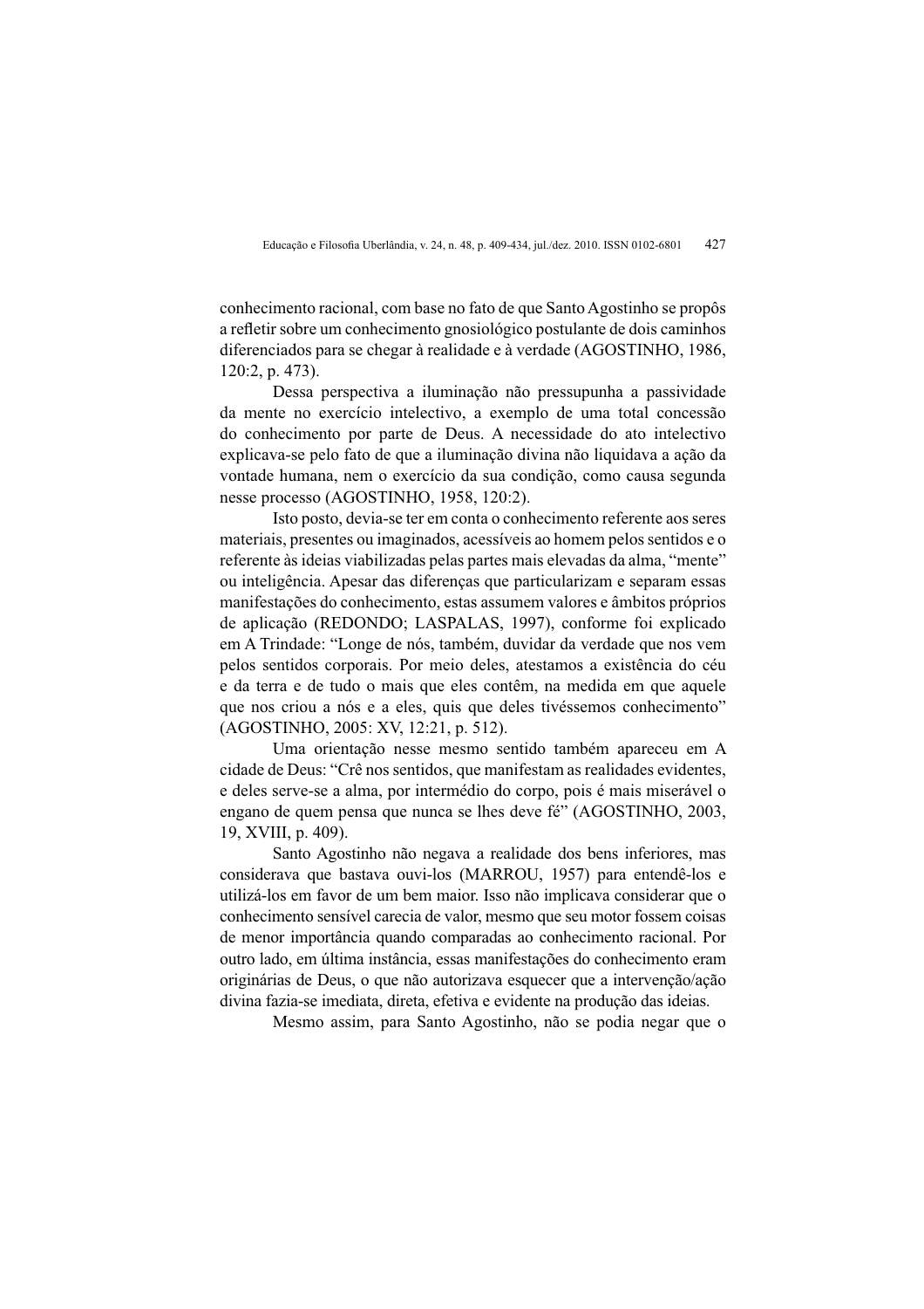conhecimento racional, com base no fato de que Santo Agostinho se propôs a refletir sobre um conhecimento gnosiológico postulante de dois caminhos diferenciados para se chegar à realidade e à verdade (AGOSTINHO, 1986, 120:2, p. 473).

Dessa perspectiva a iluminação não pressupunha a passividade da mente no exercício intelectivo, a exemplo de uma total concessão do conhecimento por parte de Deus. A necessidade do ato intelectivo explicava-se pelo fato de que a iluminação divina não liquidava a ação da vontade humana, nem o exercício da sua condição, como causa segunda nesse processo (AGOSTINHO, 1958, 120:2).

Isto posto, devia-se ter em conta o conhecimento referente aos seres materiais, presentes ou imaginados, acessíveis ao homem pelos sentidos e o referente às ideias viabilizadas pelas partes mais elevadas da alma, "mente" ou inteligência. Apesar das diferenças que particularizam e separam essas manifestações do conhecimento, estas assumem valores e âmbitos próprios de aplicação (REDONDO; LASPALAS, 1997), conforme foi explicado em A Trindade: "Longe de nós, também, duvidar da verdade que nos vem pelos sentidos corporais. Por meio deles, atestamos a existência do céu e da terra e de tudo o mais que eles contêm, na medida em que aquele que nos criou a nós e a eles, quis que deles tivéssemos conhecimento" (AGOSTINHO, 2005: XV, 12:21, p. 512).

Uma orientação nesse mesmo sentido também apareceu em A cidade de Deus: "Crê nos sentidos, que manifestam as realidades evidentes, e deles serve-se a alma, por intermédio do corpo, pois é mais miserável o engano de quem pensa que nunca se lhes deve fé" (AGOSTINHO, 2003, 19, XVIII, p. 409).

Santo Agostinho não negava a realidade dos bens inferiores, mas considerava que bastava ouvi-los (MARROU, 1957) para entendê-los e utilizá-los em favor de um bem maior. Isso não implicava considerar que o conhecimento sensível carecia de valor, mesmo que seu motor fossem coisas de menor importância quando comparadas ao conhecimento racional. Por outro lado, em última instância, essas manifestações do conhecimento eram originárias de Deus, o que não autorizava esquecer que a intervenção/ação divina fazia-se imediata, direta, efetiva e evidente na produção das ideias.

Mesmo assim, para Santo Agostinho, não se podia negar que o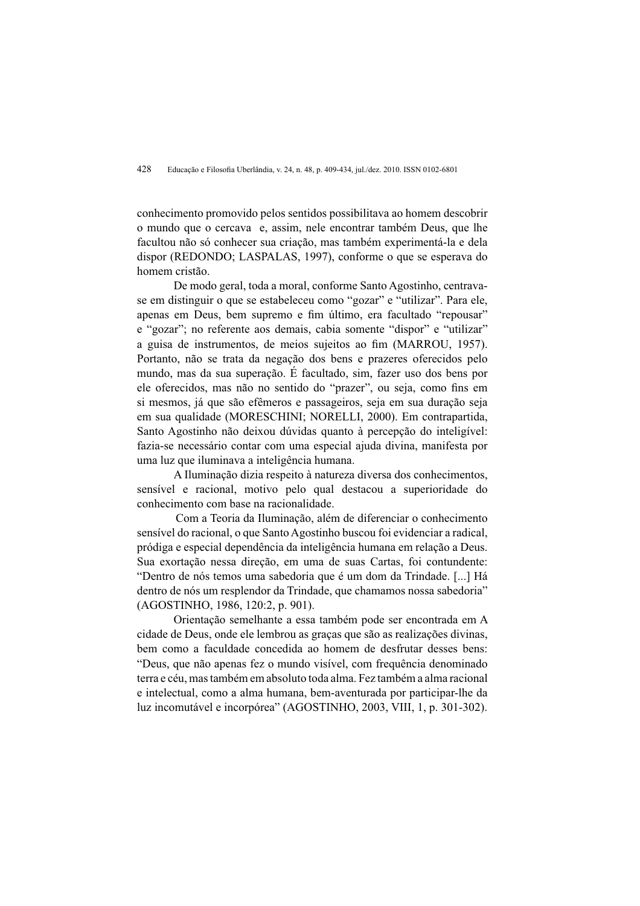conhecimento promovido pelos sentidos possibilitava ao homem descobrir o mundo que o cercava e, assim, nele encontrar também Deus, que lhe facultou não só conhecer sua criação, mas também experimentá-la e dela dispor (REDONDO; LASPALAS, 1997), conforme o que se esperava do homem cristão.

De modo geral, toda a moral, conforme Santo Agostinho, centrava-se em distinguir o que se estabeleceu como "gozar" e "utilizar". Para ele, apenas em Deus, bem supremo e fim último, era facultado "repousar" e "gozar"; no referente aos demais, cabia somente "dispor" e "utilizar" a guisa de instrumentos, de meios sujeitos ao fim (MARROU, 1957). Portanto, não se trata da negação dos bens e prazeres oferecidos pelo mundo, mas da sua superação. É facultado, sim, fazer uso dos bens por ele oferecidos, mas não no sentido do "prazer", ou seja, como fins em si mesmos, já que são efêmeros e passageiros, seja em sua duração seja em sua qualidade (MORESCHINI; NORELLI, 2000). Em contrapartida, Santo Agostinho não deixou dúvidas quanto à percepção do inteligível: fazia-se necessário contar com uma especial ajuda divina, manifesta por uma luz que iluminava a inteligência humana.

A Iluminação dizia respeito à natureza diversa dos conhecimentos, sensível e racional, motivo pelo qual destacou a superioridade do conhecimento com base na racionalidade.

Com a Teoria da Iluminação, além de diferenciar o conhecimento sensível do racional, o que Santo Agostinho buscou foi evidenciar a radical, pródiga e especial dependência da inteligência humana em relação a Deus. Sua exortação nessa direção, em uma de suas Cartas, foi contundente: "Dentro de nós temos uma sabedoria que é um dom da Trindade. [...] Há dentro de nós um resplendor da Trindade, que chamamos nossa sabedoria" (AGOSTINHO, 1986, 120:2, p. 901).

Orientação semelhante a essa também pode ser encontrada em A cidade de Deus, onde ele lembrou as graças que são as realizações divinas, bem como a faculdade concedida ao homem de desfrutar desses bens: "Deus, que não apenas fez o mundo visível, com frequência denominado terra e céu, mas também em absoluto toda alma. Fez também a alma racional e intelectual, como a alma humana, bem-aventurada por participar-lhe da luz incomutável e incorpórea" (AGOSTINHO, 2003, VIII, 1, p. 301-302).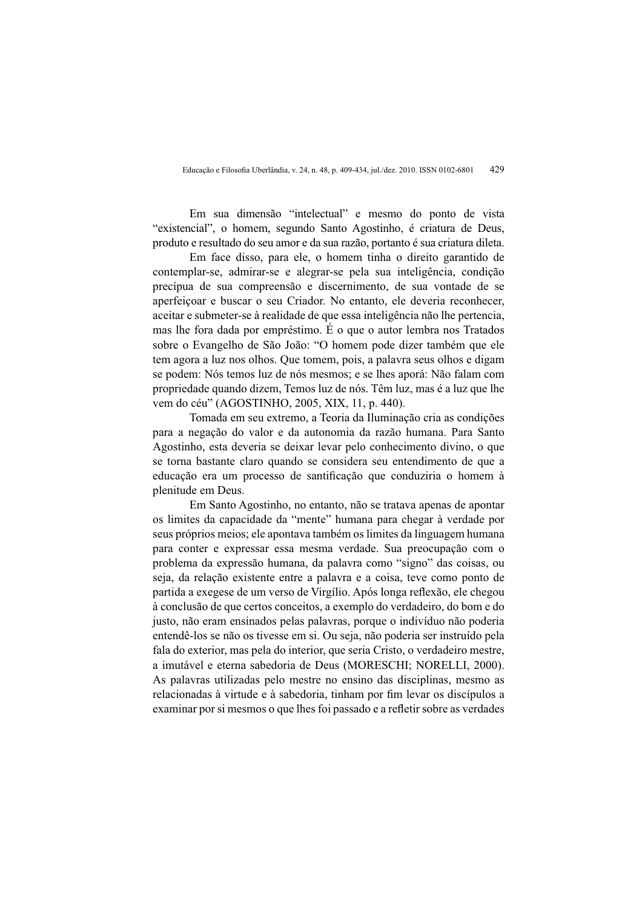Em sua dimensão "intelectual" e mesmo do ponto de vista "existencial", o homem, segundo Santo Agostinho, é criatura de Deus, produto e resultado do seu amor e da sua razão, portanto é sua criatura dileta.

Em face disso, para ele, o homem tinha o direito garantido de contemplar-se, admirar-se e alegrar-se pela sua inteligência, condição precípua de sua compreensão e discernimento, de sua vontade de se aperfeiçoar e buscar o seu Criador. No entanto, ele deveria reconhecer, aceitar e submeter-se à realidade de que essa inteligência não lhe pertencia, mas lhe fora dada por empréstimo. É o que o autor lembra nos Tratados sobre o Evangelho de São João: "O homem pode dizer também que ele tem agora a luz nos olhos. Que tomem, pois, a palavra seus olhos e digam se podem: Nós temos luz de nós mesmos; e se lhes aporá: Não falam com propriedade quando dizem, Temos luz de nós. Têm luz, mas é a luz que lhe vem do céu" (AGOSTINHO, 2005, XIX, 11, p. 440).

Tomada em seu extremo, a Teoria da Iluminação cria as condições para a negação do valor e da autonomia da razão humana. Para Santo Agostinho, esta deveria se deixar levar pelo conhecimento divino, o que se torna bastante claro quando se considera seu entendimento de que a educação era um processo de santificação que conduziria o homem à plenitude em Deus.

Em Santo Agostinho, no entanto, não se tratava apenas de apontar os limites da capacidade da "mente" humana para chegar à verdade por seus próprios meios; ele apontava também os limites da linguagem humana para conter e expressar essa mesma verdade. Sua preocupação com o problema da expressão humana, da palavra como "signo" das coisas, ou seja, da relação existente entre a palavra e a coisa, teve como ponto de partida a exegese de um verso de Virgílio. Após longa reflexão, ele chegou à conclusão de que certos conceitos, a exemplo do verdadeiro, do bom e do justo, não eram ensinados pelas palavras, porque o indivíduo não poderia entendê-los se não os tivesse em si. Ou seja, não poderia ser instruído pela fala do exterior, mas pela do interior, que seria Cristo, o verdadeiro mestre, a imutável e eterna sabedoria de Deus (MORESCHI; NORELLI, 2000). As palavras utilizadas pelo mestre no ensino das disciplinas, mesmo as relacionadas à virtude e à sabedoria, tinham por fim levar os discípulos a examinar por si mesmos o que lhes foi passado e a refletir sobre as verdades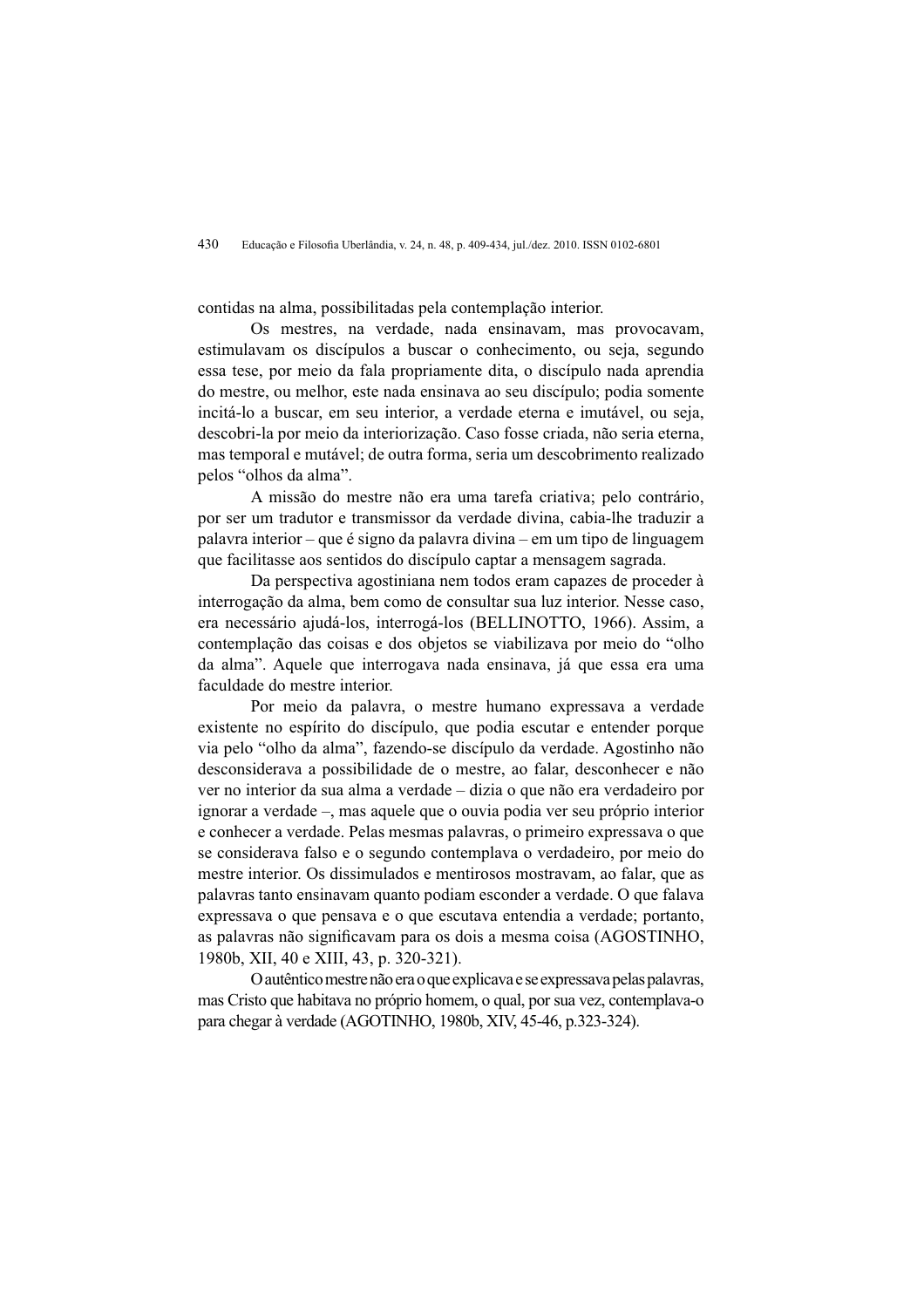contidas na alma, possibilitadas pela contemplação interior.

Os mestres, na verdade, nada ensinavam, mas provocavam, estimulavam os discípulos a buscar o conhecimento, ou seja, segundo essa tese, por meio da fala propriamente dita, o discípulo nada aprendia do mestre, ou melhor, este nada ensinava ao seu discípulo; podia somente incitá-lo a buscar, em seu interior, a verdade eterna e imutável, ou seja, descobri-la por meio da interiorização. Caso fosse criada, não seria eterna, mas temporal e mutável; de outra forma, seria um descobrimento realizado pelos "olhos da alma".

A missão do mestre não era uma tarefa criativa; pelo contrário, por ser um tradutor e transmissor da verdade divina, cabia-lhe traduzir a palavra interior – que é signo da palavra divina – em um tipo de linguagem que facilitasse aos sentidos do discípulo captar a mensagem sagrada.

Da perspectiva agostiniana nem todos eram capazes de proceder à interrogação da alma, bem como de consultar sua luz interior. Nesse caso, era necessário ajudá-los, interrogá-los (BELLINOTTO, 1966). Assim, a contemplação das coisas e dos objetos se viabilizava por meio do "olho da alma". Aquele que interrogava nada ensinava, já que essa era uma faculdade do mestre interior.

Por meio da palavra, o mestre humano expressava a verdade existente no espírito do discípulo, que podia escutar e entender porque via pelo "olho da alma", fazendo-se discípulo da verdade. Agostinho não desconsiderava a possibilidade de o mestre, ao falar, desconhecer e não ver no interior da sua alma a verdade – dizia o que não era verdadeiro por ignorar a verdade –, mas aquele que o ouvia podia ver seu próprio interior e conhecer a verdade. Pelas mesmas palavras, o primeiro expressava o que se considerava falso e o segundo contemplava o verdadeiro, por meio do mestre interior. Os dissimulados e mentirosos mostravam, ao falar, que as palavras tanto ensinavam quanto podiam esconder a verdade. O que falava expressava o que pensava e o que escutava entendia a verdade; portanto, as palavras não significavam para os dois a mesma coisa (AGOSTINHO, 1980b, XII, 40 e XIII, 43, p. 320-321).

O autêntico mestre não era o que explicava e se expressava pelas palavras, mas Cristo que habitava no próprio homem, o qual, por sua vez, contemplava-o para chegar à verdade (AGOTINHO, 1980b, XIV, 45-46, p.323-324).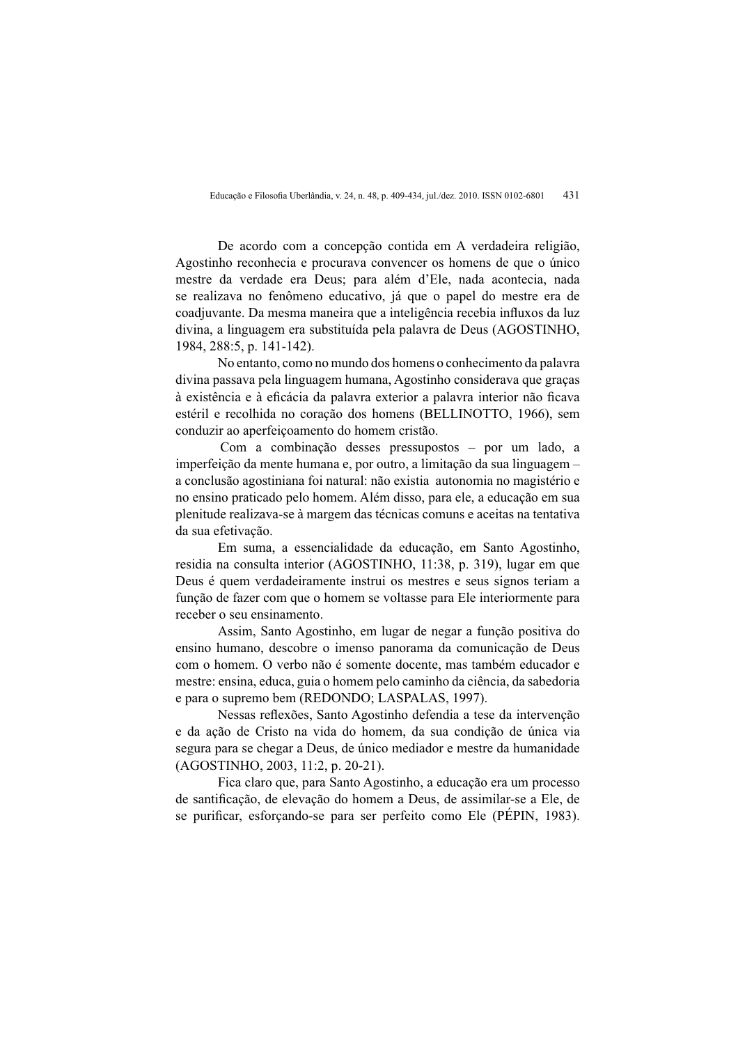De acordo com a concepção contida em A verdadeira religião, Agostinho reconhecia e procurava convencer os homens de que o único mestre da verdade era Deus; para além d'Ele, nada acontecia, nada se realizava no fenômeno educativo, já que o papel do mestre era de coadjuvante. Da mesma maneira que a inteligência recebia influxos da luz divina, a linguagem era substituída pela palavra de Deus (AGOSTINHO, 1984, 288:5, p. 141-142).

No entanto, como no mundo dos homens o conhecimento da palavra divina passava pela linguagem humana, Agostinho considerava que graças à existência e à eficácia da palavra exterior a palavra interior não ficava estéril e recolhida no coração dos homens (BELLINOTTO, 1966), sem conduzir ao aperfeiçoamento do homem cristão.

Com a combinação desses pressupostos – por um lado, a imperfeição da mente humana e, por outro, a limitação da sua linguagem – a conclusão agostiniana foi natural: não existia autonomia no magistério e no ensino praticado pelo homem. Além disso, para ele, a educação em sua plenitude realizava-se à margem das técnicas comuns e aceitas na tentativa da sua efetivação.

Em suma, a essencialidade da educação, em Santo Agostinho, residia na consulta interior (AGOSTINHO, 11:38, p. 319), lugar em que Deus é quem verdadeiramente instrui os mestres e seus signos teriam a função de fazer com que o homem se voltasse para Ele interiormente para receber o seu ensinamento.

Assim, Santo Agostinho, em lugar de negar a função positiva do ensino humano, descobre o imenso panorama da comunicação de Deus com o homem. O verbo não é somente docente, mas também educador e mestre: ensina, educa, guia o homem pelo caminho da ciência, da sabedoria e para o supremo bem (REDONDO; LASPALAS, 1997).

Nessas reflexões, Santo Agostinho defendia a tese da intervenção e da ação de Cristo na vida do homem, da sua condição de única via segura para se chegar a Deus, de único mediador e mestre da humanidade (AGOSTINHO, 2003, 11:2, p. 20-21).

Fica claro que, para Santo Agostinho, a educação era um processo de santificação, de elevação do homem a Deus, de assimilar-se a Ele, de se purificar, esforçando-se para ser perfeito como Ele (PÉPIN, 1983).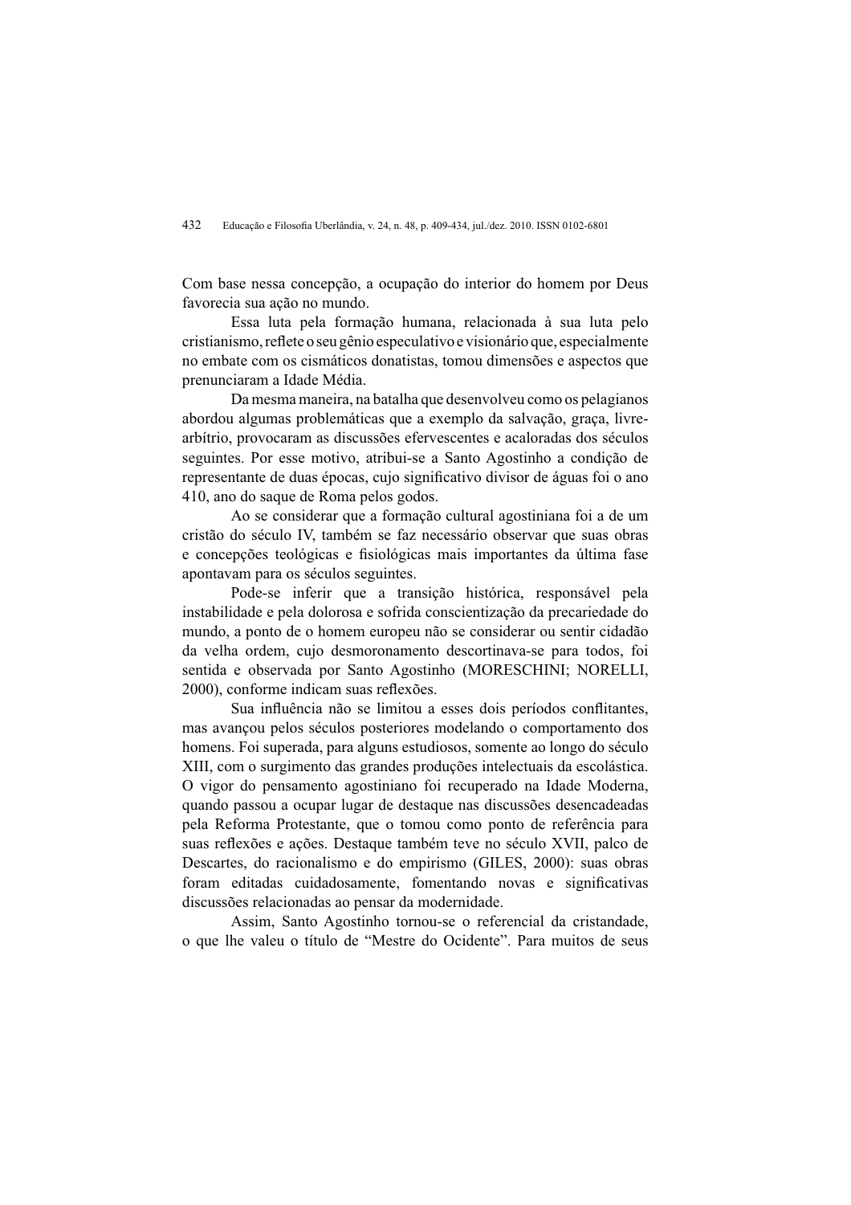Com base nessa concepção, a ocupação do interior do homem por Deus favorecia sua ação no mundo.

Essa luta pela formação humana, relacionada à sua luta pelo cristianismo, reflete o seu gênio especulativo e visionário que, especialmente no embate com os cismáticos donatistas, tomou dimensões e aspectos que prenunciaram a Idade Média.

Da mesma maneira, na batalha que desenvolveu como os pelagianos abordou algumas problemáticas que a exemplo da salvação, graça, livre-arbítrio, provocaram as discussões efervescentes e acaloradas dos séculos seguintes. Por esse motivo, atribui-se a Santo Agostinho a condição de representante de duas épocas, cujo significativo divisor de águas foi o ano 410, ano do saque de Roma pelos godos.

Ao se considerar que a formação cultural agostiniana foi a de um cristão do século IV, também se faz necessário observar que suas obras e concepções teológicas e fisiológicas mais importantes da última fase apontavam para os séculos seguintes.

Pode-se inferir que a transição histórica, responsável pela instabilidade e pela dolorosa e sofrida conscientização da precariedade do mundo, a ponto de o homem europeu não se considerar ou sentir cidadão da velha ordem, cujo desmoronamento descortinava-se para todos, foi sentida e observada por Santo Agostinho (MORESCHINI; NORELLI, 2000), conforme indicam suas reflexões.

Sua influência não se limitou a esses dois períodos conflitantes, mas avançou pelos séculos posteriores modelando o comportamento dos homens. Foi superada, para alguns estudiosos, somente ao longo do século XIII, com o surgimento das grandes produções intelectuais da escolástica. O vigor do pensamento agostiniano foi recuperado na Idade Moderna, quando passou a ocupar lugar de destaque nas discussões desencadeadas pela Reforma Protestante, que o tomou como ponto de referência para suas reflexões e ações. Destaque também teve no século XVII, palco de Descartes, do racionalismo e do empirismo (GILES, 2000): suas obras foram editadas cuidadosamente, fomentando novas e significativas discussões relacionadas ao pensar da modernidade.

Assim, Santo Agostinho tornou-se o referencial da cristandade, o que lhe valeu o título de "Mestre do Ocidente". Para muitos de seus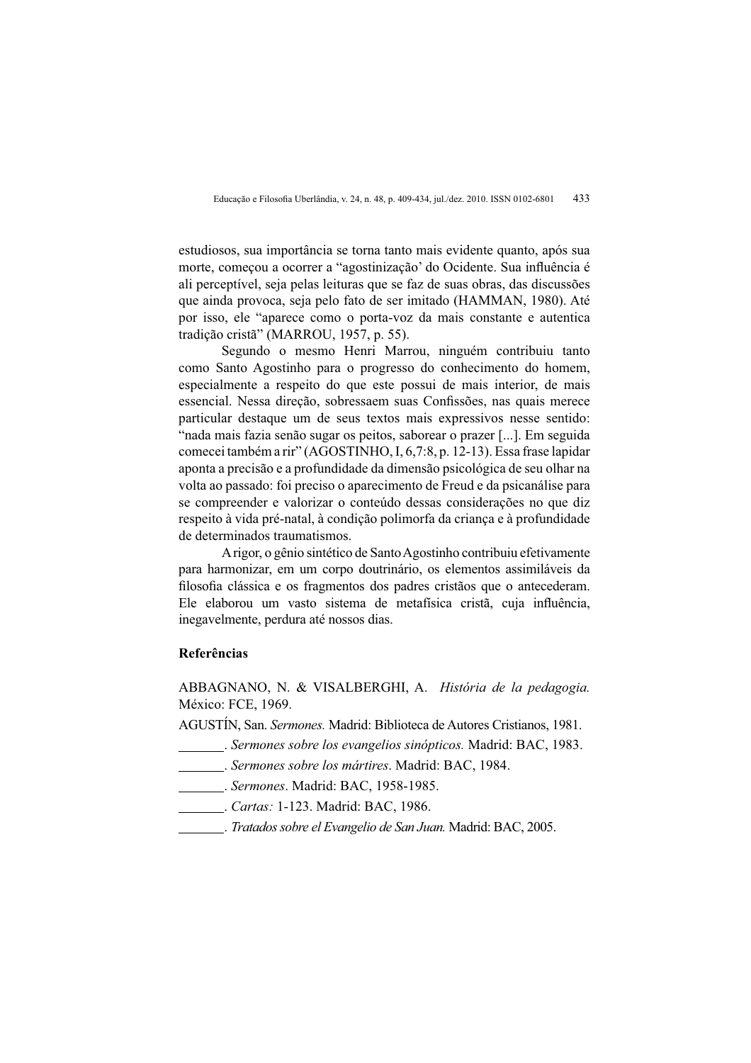estudiosos, sua importância se torna tanto mais evidente quanto, após sua morte, começou a ocorrer a "agostinização' do Ocidente. Sua influência é ali perceptível, seja pelas leituras que se faz de suas obras, das discussões que ainda provoca, seja pelo fato de ser imitado (HAMMAN, 1980). Até por isso, ele "aparece como o porta-voz da mais constante e autentica tradição cristã" (MARROU, 1957, p. 55).

Segundo o mesmo Henri Marrou, ninguém contribuiu tanto como Santo Agostinho para o progresso do conhecimento do homem, especialmente a respeito do que este possui de mais interior, de mais essencial. Nessa direção, sobressaem suas Confissões, nas quais merece particular destaque um de seus textos mais expressivos nesse sentido: "nada mais fazia senão sugar os peitos, saborear o prazer [...]. Em seguida comecei também a rir" (AGOSTINHO, I, 6,7:8, p. 12-13). Essa frase lapidar aponta a precisão e a profundidade da dimensão psicológica de seu olhar na volta ao passado: foi preciso o aparecimento de Freud e da psicanálise para se compreender e valorizar o conteúdo dessas considerações no que diz respeito à vida pré-natal, à condição polimorfa da criança e à profundidade de determinados traumatismos.

A rigor, o gênio sintético de Santo Agostinho contribuiu efetivamente para harmonizar, em um corpo doutrinário, os elementos assimiláveis da filosofia clássica e os fragmentos dos padres cristãos que o antecederam. Ele elaborou um vasto sistema de metafísica cristã, cuja influência, inegavelmente, perdura até nossos dias.

**Referências**

ABBAGNANO, N. & VISALBERGHI, A. *História de la pedagogia.* México: FCE, 1969.

AGUSTÍN, San. *Sermones.* Madrid: Biblioteca de Autores Cristianos, 1981.

_______. *Sermones sobre los evangelios sinópticos.* Madrid: BAC, 1983.

_______. *Sermones sobre los mártires*. Madrid: BAC, 1984.

_______. *Sermones*. Madrid: BAC, 1958-1985.

_______. *Cartas:* 1-123. Madrid: BAC, 1986.

_______. *Tratados sobre el Evangelio de San Juan.* Madrid: BAC, 2005.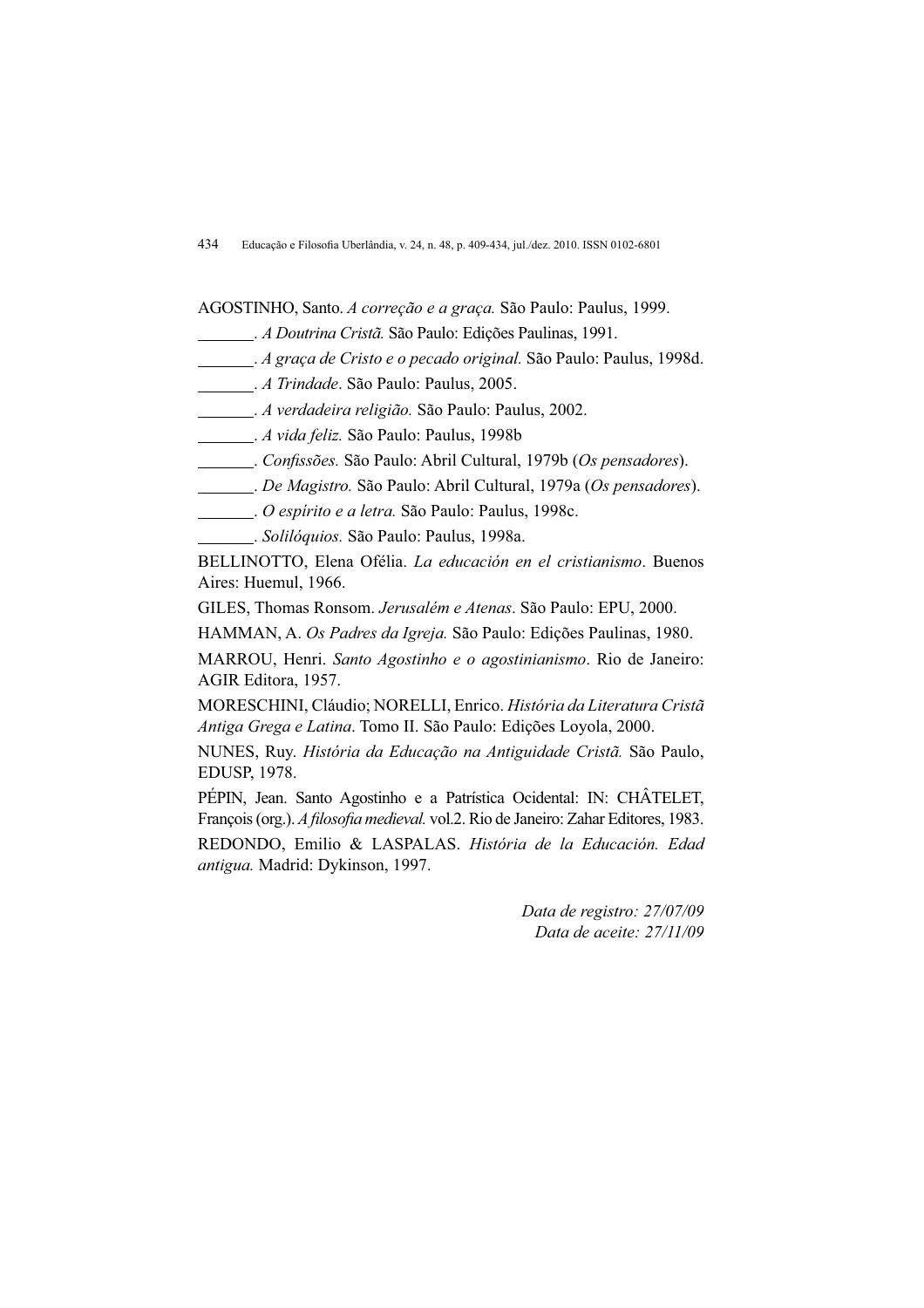AGOSTINHO, Santo. *A correção e a graça.* São Paulo: Paulus, 1999.

\_\_\_\_\_\_\_. *A Doutrina Cristã.* São Paulo: Edições Paulinas, 1991.

\_\_\_\_\_\_\_. *A graça de Cristo e o pecado original.* São Paulo: Paulus, 1998d.

\_\_\_\_\_\_\_. *A Trindade*. São Paulo: Paulus, 2005.

\_\_\_\_\_\_\_. *A verdadeira religião.* São Paulo: Paulus, 2002.

\_\_\_\_\_\_\_. *A vida feliz.* São Paulo: Paulus, 1998b

\_\_\_\_\_\_\_. *Confissões.* São Paulo: Abril Cultural, 1979b (*Os pensadores*).

\_\_\_\_\_\_\_. *De Magistro.* São Paulo: Abril Cultural, 1979a (*Os pensadores*).

\_\_\_\_\_\_\_. *O espírito e a letra.* São Paulo: Paulus, 1998c.

\_\_\_\_\_\_\_. *Solilóquios.* São Paulo: Paulus, 1998a.

BELLINOTTO, Elena Ofélia. *La educación en el cristianismo*. Buenos Aires: Huemul, 1966.

GILES, Thomas Ronsom. *Jerusalém e Atenas*. São Paulo: EPU, 2000.

HAMMAN, A. *Os Padres da Igreja.* São Paulo: Edições Paulinas, 1980.

MARROU, Henri. *Santo Agostinho e o agostinianismo*. Rio de Janeiro: AGIR Editora, 1957.

MORESCHINI, Cláudio; NORELLI, Enrico. *História da Literatura Cristã Antiga Grega e Latina*. Tomo II. São Paulo: Edições Loyola, 2000.

NUNES, Ruy. *História da Educação na Antiguidade Cristã.* São Paulo, EDUSP, 1978.

PÉPIN, Jean. Santo Agostinho e a Patrística Ocidental: IN: CHÂTELET, François (org.). *A filosofia medieval.* vol.2. Rio de Janeiro: Zahar Editores, 1983.

REDONDO, Emilio & LASPALAS. *História de la Educación. Edad antigua.* Madrid: Dykinson, 1997.

*Data de registro: 27/07/09*
*Data de aceite: 27/11/09*